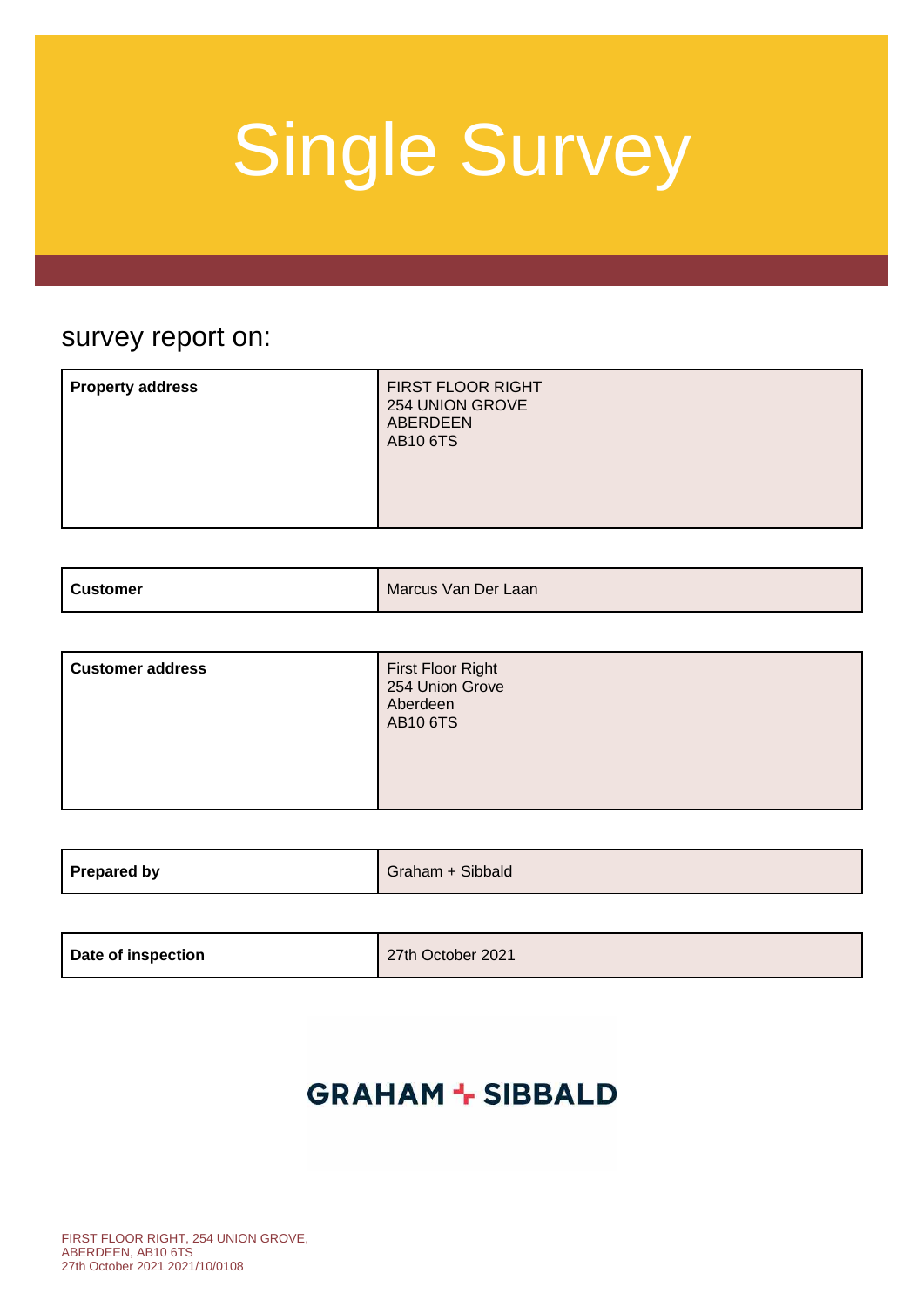# Single Survey

survey report on:

| | |
|---|---|
| **Property address** | FIRST FLOOR RIGHT<br>254 UNION GROVE<br>ABERDEEN<br>AB10 6TS |

| | |
|---|---|
| **Customer** | Marcus Van Der Laan |

| | |
|---|---|
| **Customer address** | First Floor Right<br>254 Union Grove<br>Aberdeen<br>AB10 6TS |

| | |
|---|---|
| **Prepared by** | Graham + Sibbald |

| | |
|---|---|
| **Date of inspection** | 27th October 2021 |

**GRAHAM + SIBBALD**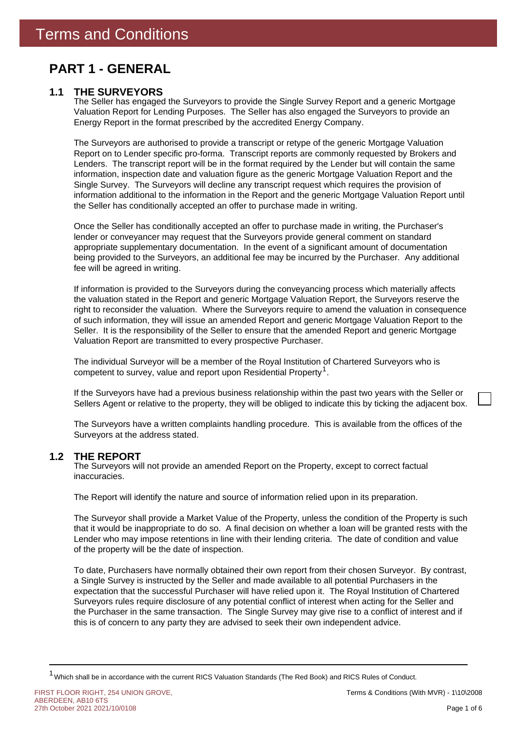# Terms and Conditions

## PART 1 - GENERAL

### 1.1 THE SURVEYORS

The Seller has engaged the Surveyors to provide the Single Survey Report and a generic Mortgage Valuation Report for Lending Purposes. The Seller has also engaged the Surveyors to provide an Energy Report in the format prescribed by the accredited Energy Company.

The Surveyors are authorised to provide a transcript or retype of the generic Mortgage Valuation Report on to Lender specific pro-forma. Transcript reports are commonly requested by Brokers and Lenders. The transcript report will be in the format required by the Lender but will contain the same information, inspection date and valuation figure as the generic Mortgage Valuation Report and the Single Survey. The Surveyors will decline any transcript request which requires the provision of information additional to the information in the Report and the generic Mortgage Valuation Report until the Seller has conditionally accepted an offer to purchase made in writing.

Once the Seller has conditionally accepted an offer to purchase made in writing, the Purchaser's lender or conveyancer may request that the Surveyors provide general comment on standard appropriate supplementary documentation. In the event of a significant amount of documentation being provided to the Surveyors, an additional fee may be incurred by the Purchaser. Any additional fee will be agreed in writing.

If information is provided to the Surveyors during the conveyancing process which materially affects the valuation stated in the Report and generic Mortgage Valuation Report, the Surveyors reserve the right to reconsider the valuation. Where the Surveyors require to amend the valuation in consequence of such information, they will issue an amended Report and generic Mortgage Valuation Report to the Seller. It is the responsibility of the Seller to ensure that the amended Report and generic Mortgage Valuation Report are transmitted to every prospective Purchaser.

The individual Surveyor will be a member of the Royal Institution of Chartered Surveyors who is competent to survey, value and report upon Residential Property[1].

If the Surveyors have had a previous business relationship within the past two years with the Seller or Sellers Agent or relative to the property, they will be obliged to indicate this by ticking the adjacent box. ☐

The Surveyors have a written complaints handling procedure. This is available from the offices of the Surveyors at the address stated.

### 1.2 THE REPORT

The Surveyors will not provide an amended Report on the Property, except to correct factual inaccuracies.

The Report will identify the nature and source of information relied upon in its preparation.

The Surveyor shall provide a Market Value of the Property, unless the condition of the Property is such that it would be inappropriate to do so. A final decision on whether a loan will be granted rests with the Lender who may impose retentions in line with their lending criteria. The date of condition and value of the property will be the date of inspection.

To date, Purchasers have normally obtained their own report from their chosen Surveyor. By contrast, a Single Survey is instructed by the Seller and made available to all potential Purchasers in the expectation that the successful Purchaser will have relied upon it. The Royal Institution of Chartered Surveyors rules require disclosure of any potential conflict of interest when acting for the Seller and the Purchaser in the same transaction. The Single Survey may give rise to a conflict of interest and if this is of concern to any party they are advised to seek their own independent advice.

---

[1] Which shall be in accordance with the current RICS Valuation Standards (The Red Book) and RICS Rules of Conduct.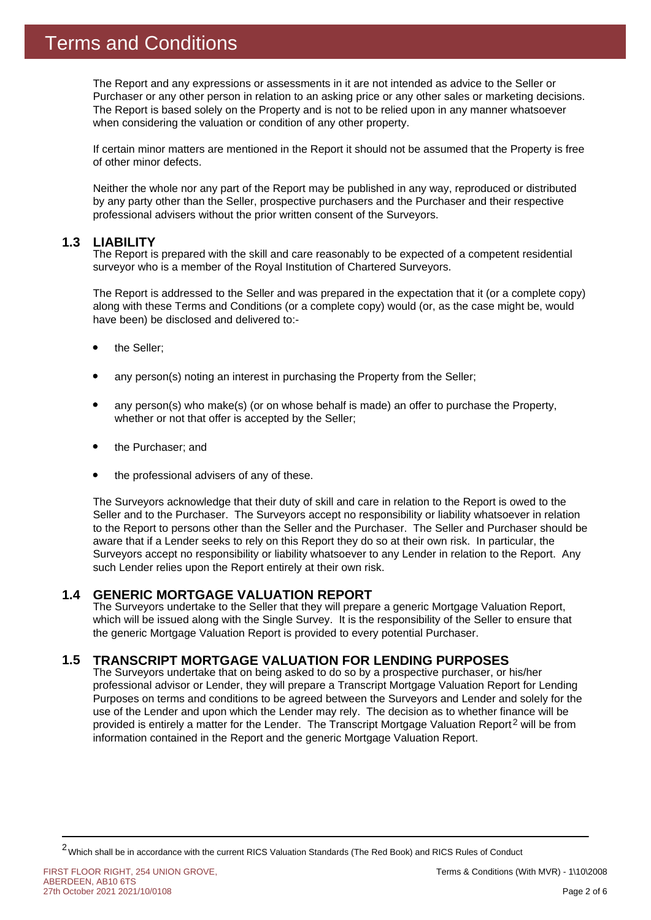# Terms and Conditions

The Report and any expressions or assessments in it are not intended as advice to the Seller or Purchaser or any other person in relation to an asking price or any other sales or marketing decisions. The Report is based solely on the Property and is not to be relied upon in any manner whatsoever when considering the valuation or condition of any other property.

If certain minor matters are mentioned in the Report it should not be assumed that the Property is free of other minor defects.

Neither the whole nor any part of the Report may be published in any way, reproduced or distributed by any party other than the Seller, prospective purchasers and the Purchaser and their respective professional advisers without the prior written consent of the Surveyors.

## 1.3 LIABILITY

The Report is prepared with the skill and care reasonably to be expected of a competent residential surveyor who is a member of the Royal Institution of Chartered Surveyors.

The Report is addressed to the Seller and was prepared in the expectation that it (or a complete copy) along with these Terms and Conditions (or a complete copy) would (or, as the case might be, would have been) be disclosed and delivered to:-

- the Seller;
- any person(s) noting an interest in purchasing the Property from the Seller;
- any person(s) who make(s) (or on whose behalf is made) an offer to purchase the Property, whether or not that offer is accepted by the Seller;
- the Purchaser; and
- the professional advisers of any of these.

The Surveyors acknowledge that their duty of skill and care in relation to the Report is owed to the Seller and to the Purchaser. The Surveyors accept no responsibility or liability whatsoever in relation to the Report to persons other than the Seller and the Purchaser. The Seller and Purchaser should be aware that if a Lender seeks to rely on this Report they do so at their own risk. In particular, the Surveyors accept no responsibility or liability whatsoever to any Lender in relation to the Report. Any such Lender relies upon the Report entirely at their own risk.

## 1.4 GENERIC MORTGAGE VALUATION REPORT

The Surveyors undertake to the Seller that they will prepare a generic Mortgage Valuation Report, which will be issued along with the Single Survey. It is the responsibility of the Seller to ensure that the generic Mortgage Valuation Report is provided to every potential Purchaser.

## 1.5 TRANSCRIPT MORTGAGE VALUATION FOR LENDING PURPOSES

The Surveyors undertake that on being asked to do so by a prospective purchaser, or his/her professional advisor or Lender, they will prepare a Transcript Mortgage Valuation Report for Lending Purposes on terms and conditions to be agreed between the Surveyors and Lender and solely for the use of the Lender and upon which the Lender may rely. The decision as to whether finance will be provided is entirely a matter for the Lender. The Transcript Mortgage Valuation Report[2] will be from information contained in the Report and the generic Mortgage Valuation Report.

---

[2] Which shall be in accordance with the current RICS Valuation Standards (The Red Book) and RICS Rules of Conduct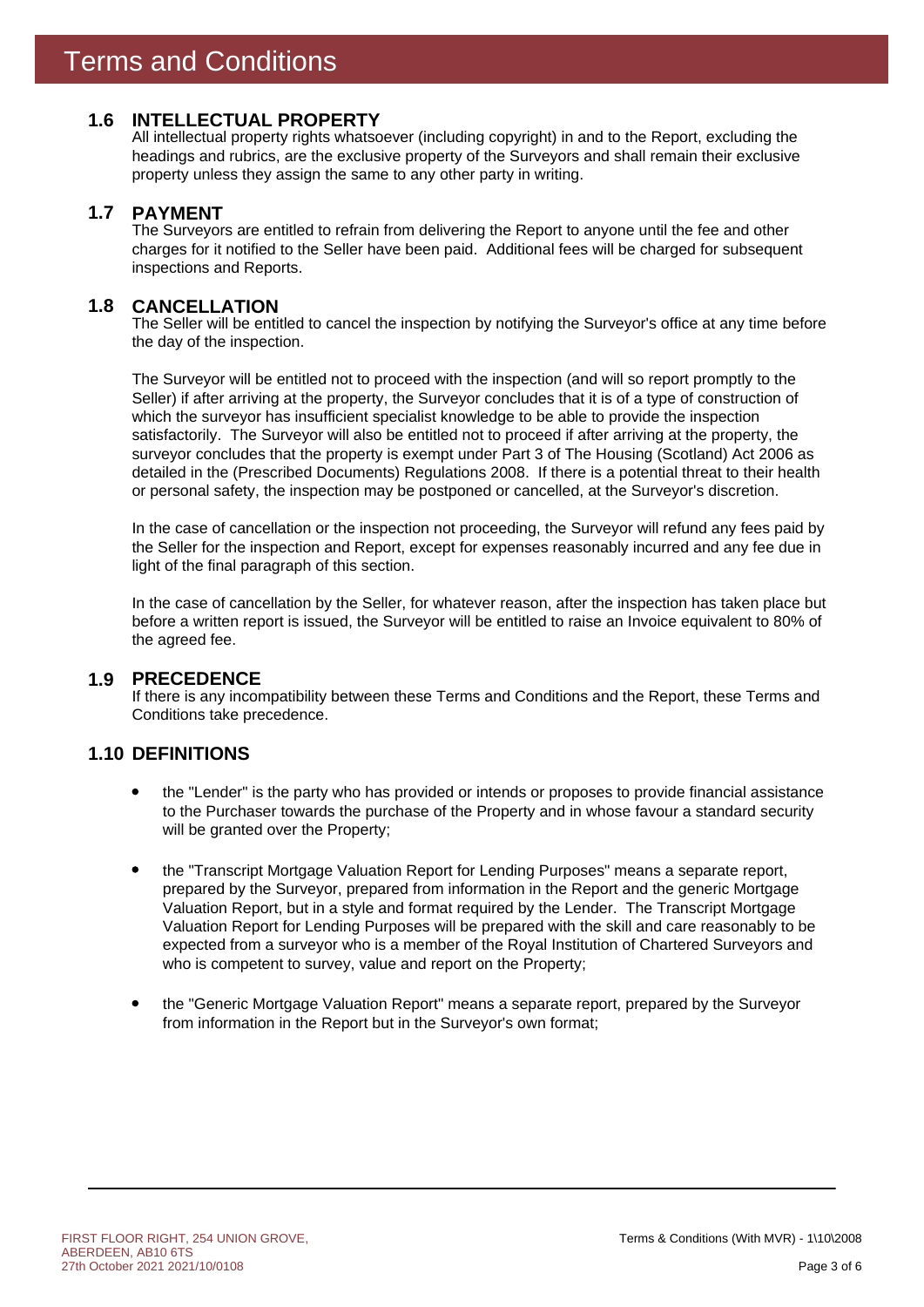# Terms and Conditions

## 1.6 INTELLECTUAL PROPERTY

All intellectual property rights whatsoever (including copyright) in and to the Report, excluding the headings and rubrics, are the exclusive property of the Surveyors and shall remain their exclusive property unless they assign the same to any other party in writing.

## 1.7 PAYMENT

The Surveyors are entitled to refrain from delivering the Report to anyone until the fee and other charges for it notified to the Seller have been paid. Additional fees will be charged for subsequent inspections and Reports.

## 1.8 CANCELLATION

The Seller will be entitled to cancel the inspection by notifying the Surveyor's office at any time before the day of the inspection.

The Surveyor will be entitled not to proceed with the inspection (and will so report promptly to the Seller) if after arriving at the property, the Surveyor concludes that it is of a type of construction of which the surveyor has insufficient specialist knowledge to be able to provide the inspection satisfactorily. The Surveyor will also be entitled not to proceed if after arriving at the property, the surveyor concludes that the property is exempt under Part 3 of The Housing (Scotland) Act 2006 as detailed in the (Prescribed Documents) Regulations 2008. If there is a potential threat to their health or personal safety, the inspection may be postponed or cancelled, at the Surveyor's discretion.

In the case of cancellation or the inspection not proceeding, the Surveyor will refund any fees paid by the Seller for the inspection and Report, except for expenses reasonably incurred and any fee due in light of the final paragraph of this section.

In the case of cancellation by the Seller, for whatever reason, after the inspection has taken place but before a written report is issued, the Surveyor will be entitled to raise an Invoice equivalent to 80% of the agreed fee.

## 1.9 PRECEDENCE

If there is any incompatibility between these Terms and Conditions and the Report, these Terms and Conditions take precedence.

## 1.10 DEFINITIONS

- the "Lender" is the party who has provided or intends or proposes to provide financial assistance to the Purchaser towards the purchase of the Property and in whose favour a standard security will be granted over the Property;
- the "Transcript Mortgage Valuation Report for Lending Purposes" means a separate report, prepared by the Surveyor, prepared from information in the Report and the generic Mortgage Valuation Report, but in a style and format required by the Lender. The Transcript Mortgage Valuation Report for Lending Purposes will be prepared with the skill and care reasonably to be expected from a surveyor who is a member of the Royal Institution of Chartered Surveyors and who is competent to survey, value and report on the Property;
- the "Generic Mortgage Valuation Report" means a separate report, prepared by the Surveyor from information in the Report but in the Surveyor's own format;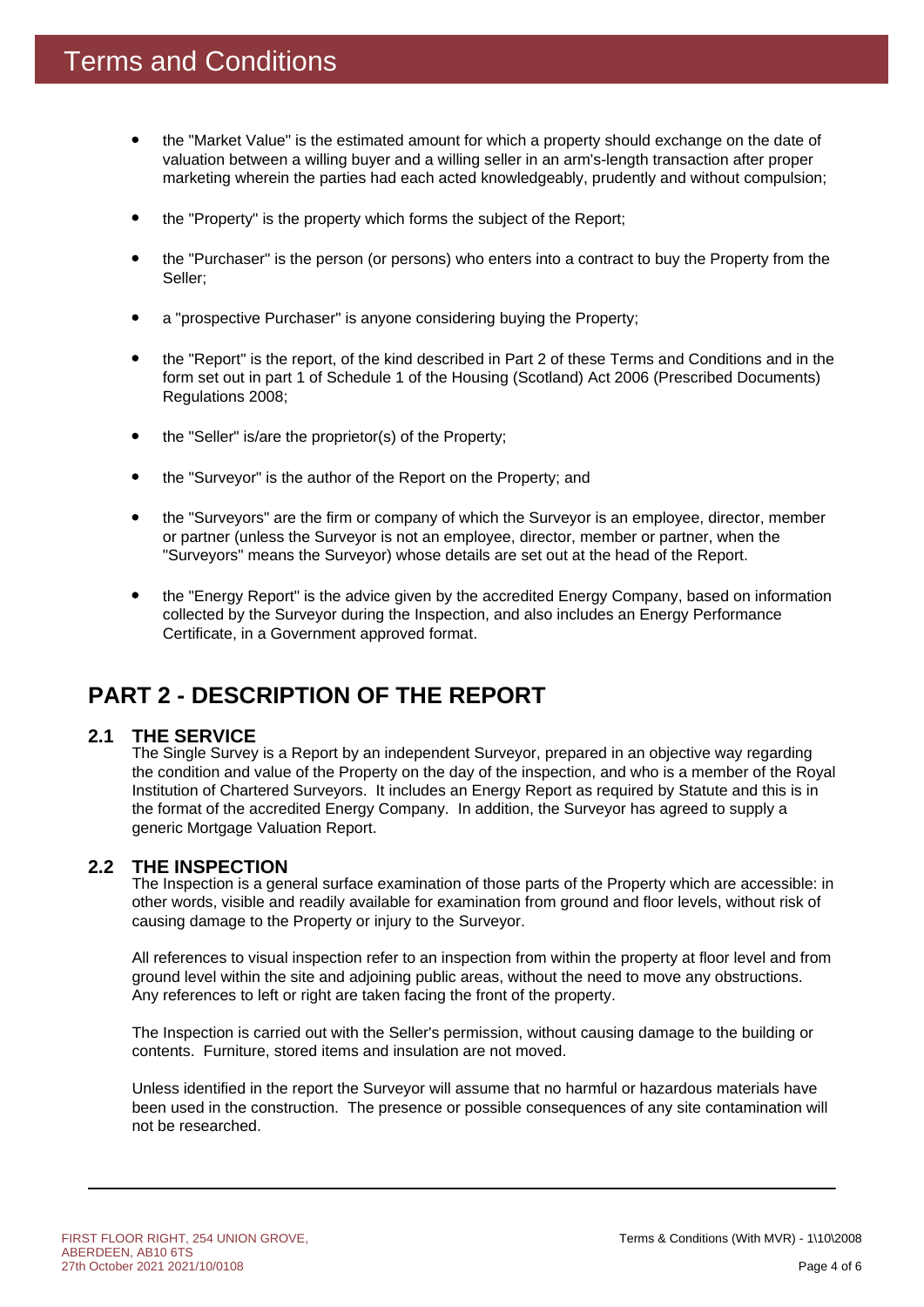# Terms and Conditions

- the "Market Value" is the estimated amount for which a property should exchange on the date of valuation between a willing buyer and a willing seller in an arm's-length transaction after proper marketing wherein the parties had each acted knowledgeably, prudently and without compulsion;
- the "Property" is the property which forms the subject of the Report;
- the "Purchaser" is the person (or persons) who enters into a contract to buy the Property from the Seller;
- a "prospective Purchaser" is anyone considering buying the Property;
- the "Report" is the report, of the kind described in Part 2 of these Terms and Conditions and in the form set out in part 1 of Schedule 1 of the Housing (Scotland) Act 2006 (Prescribed Documents) Regulations 2008;
- the "Seller" is/are the proprietor(s) of the Property;
- the "Surveyor" is the author of the Report on the Property; and
- the "Surveyors" are the firm or company of which the Surveyor is an employee, director, member or partner (unless the Surveyor is not an employee, director, member or partner, when the "Surveyors" means the Surveyor) whose details are set out at the head of the Report.
- the "Energy Report" is the advice given by the accredited Energy Company, based on information collected by the Surveyor during the Inspection, and also includes an Energy Performance Certificate, in a Government approved format.

## PART 2 - DESCRIPTION OF THE REPORT

### 2.1 THE SERVICE

The Single Survey is a Report by an independent Surveyor, prepared in an objective way regarding the condition and value of the Property on the day of the inspection, and who is a member of the Royal Institution of Chartered Surveyors. It includes an Energy Report as required by Statute and this is in the format of the accredited Energy Company. In addition, the Surveyor has agreed to supply a generic Mortgage Valuation Report.

### 2.2 THE INSPECTION

The Inspection is a general surface examination of those parts of the Property which are accessible: in other words, visible and readily available for examination from ground and floor levels, without risk of causing damage to the Property or injury to the Surveyor.

All references to visual inspection refer to an inspection from within the property at floor level and from ground level within the site and adjoining public areas, without the need to move any obstructions. Any references to left or right are taken facing the front of the property.

The Inspection is carried out with the Seller's permission, without causing damage to the building or contents. Furniture, stored items and insulation are not moved.

Unless identified in the report the Surveyor will assume that no harmful or hazardous materials have been used in the construction. The presence or possible consequences of any site contamination will not be researched.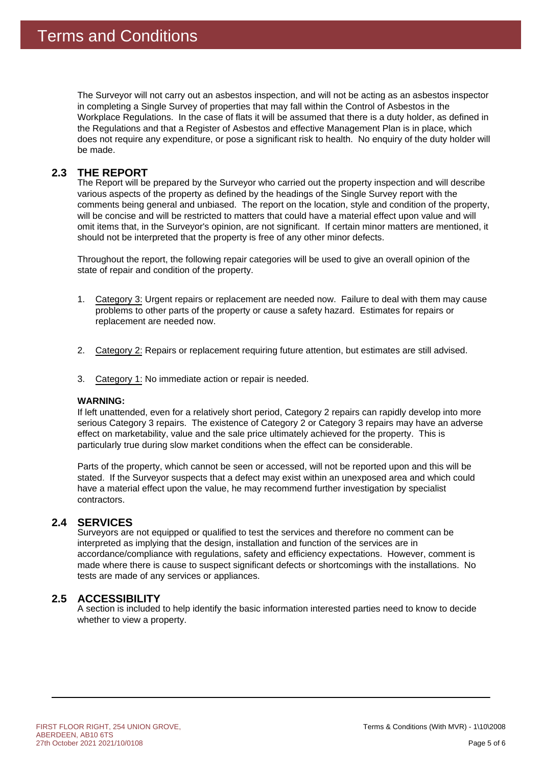# Terms and Conditions

The Surveyor will not carry out an asbestos inspection, and will not be acting as an asbestos inspector in completing a Single Survey of properties that may fall within the Control of Asbestos in the Workplace Regulations. In the case of flats it will be assumed that there is a duty holder, as defined in the Regulations and that a Register of Asbestos and effective Management Plan is in place, which does not require any expenditure, or pose a significant risk to health. No enquiry of the duty holder will be made.

## 2.3 THE REPORT

The Report will be prepared by the Surveyor who carried out the property inspection and will describe various aspects of the property as defined by the headings of the Single Survey report with the comments being general and unbiased. The report on the location, style and condition of the property, will be concise and will be restricted to matters that could have a material effect upon value and will omit items that, in the Surveyor's opinion, are not significant. If certain minor matters are mentioned, it should not be interpreted that the property is free of any other minor defects.

Throughout the report, the following repair categories will be used to give an overall opinion of the state of repair and condition of the property.

1. Category 3: Urgent repairs or replacement are needed now. Failure to deal with them may cause problems to other parts of the property or cause a safety hazard. Estimates for repairs or replacement are needed now.

2. Category 2: Repairs or replacement requiring future attention, but estimates are still advised.

3. Category 1: No immediate action or repair is needed.

**WARNING:**

If left unattended, even for a relatively short period, Category 2 repairs can rapidly develop into more serious Category 3 repairs. The existence of Category 2 or Category 3 repairs may have an adverse effect on marketability, value and the sale price ultimately achieved for the property. This is particularly true during slow market conditions when the effect can be considerable.

Parts of the property, which cannot be seen or accessed, will not be reported upon and this will be stated. If the Surveyor suspects that a defect may exist within an unexposed area and which could have a material effect upon the value, he may recommend further investigation by specialist contractors.

## 2.4 SERVICES

Surveyors are not equipped or qualified to test the services and therefore no comment can be interpreted as implying that the design, installation and function of the services are in accordance/compliance with regulations, safety and efficiency expectations. However, comment is made where there is cause to suspect significant defects or shortcomings with the installations. No tests are made of any services or appliances.

## 2.5 ACCESSIBILITY

A section is included to help identify the basic information interested parties need to know to decide whether to view a property.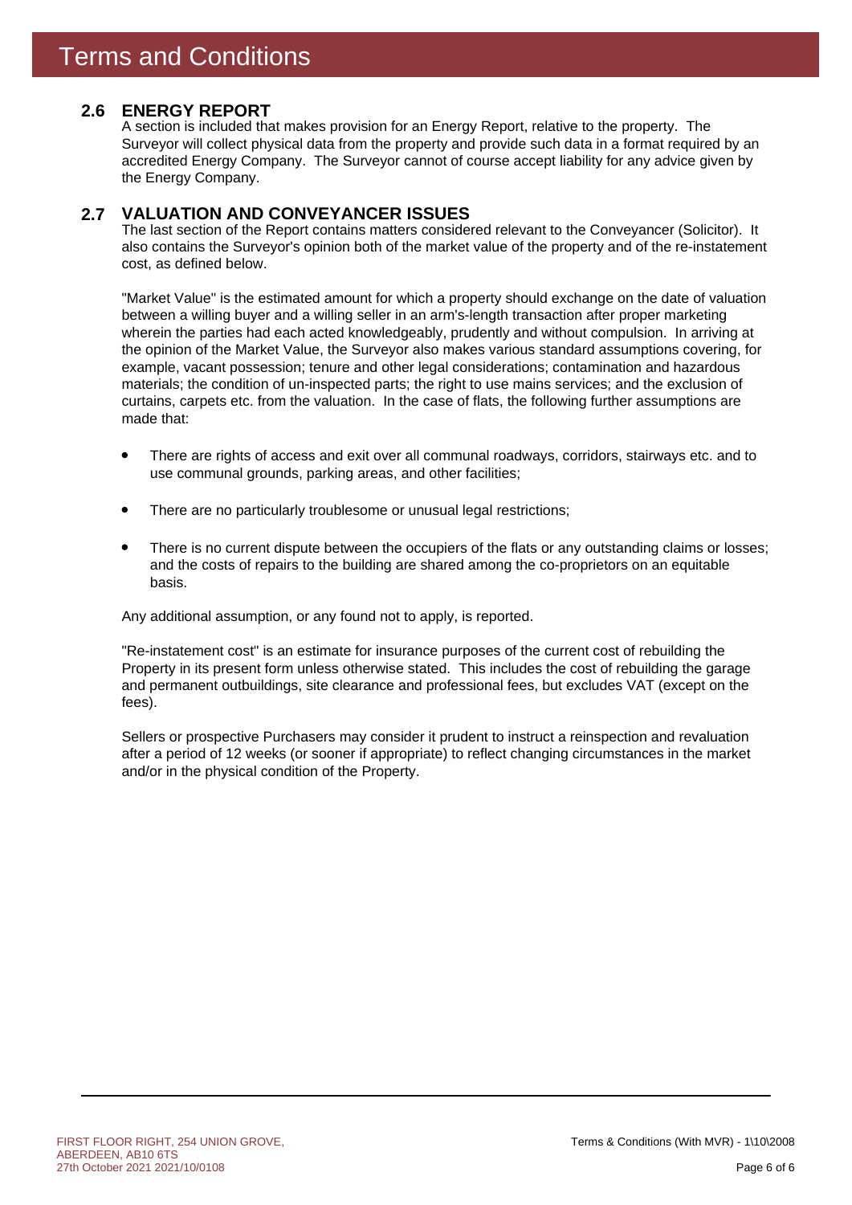# Terms and Conditions

## 2.6 ENERGY REPORT

A section is included that makes provision for an Energy Report, relative to the property. The Surveyor will collect physical data from the property and provide such data in a format required by an accredited Energy Company. The Surveyor cannot of course accept liability for any advice given by the Energy Company.

## 2.7 VALUATION AND CONVEYANCER ISSUES

The last section of the Report contains matters considered relevant to the Conveyancer (Solicitor). It also contains the Surveyor's opinion both of the market value of the property and of the re-instatement cost, as defined below.

"Market Value" is the estimated amount for which a property should exchange on the date of valuation between a willing buyer and a willing seller in an arm's-length transaction after proper marketing wherein the parties had each acted knowledgeably, prudently and without compulsion. In arriving at the opinion of the Market Value, the Surveyor also makes various standard assumptions covering, for example, vacant possession; tenure and other legal considerations; contamination and hazardous materials; the condition of un-inspected parts; the right to use mains services; and the exclusion of curtains, carpets etc. from the valuation. In the case of flats, the following further assumptions are made that:

- There are rights of access and exit over all communal roadways, corridors, stairways etc. and to use communal grounds, parking areas, and other facilities;
- There are no particularly troublesome or unusual legal restrictions;
- There is no current dispute between the occupiers of the flats or any outstanding claims or losses; and the costs of repairs to the building are shared among the co-proprietors on an equitable basis.

Any additional assumption, or any found not to apply, is reported.

"Re-instatement cost" is an estimate for insurance purposes of the current cost of rebuilding the Property in its present form unless otherwise stated. This includes the cost of rebuilding the garage and permanent outbuildings, site clearance and professional fees, but excludes VAT (except on the fees).

Sellers or prospective Purchasers may consider it prudent to instruct a reinspection and revaluation after a period of 12 weeks (or sooner if appropriate) to reflect changing circumstances in the market and/or in the physical condition of the Property.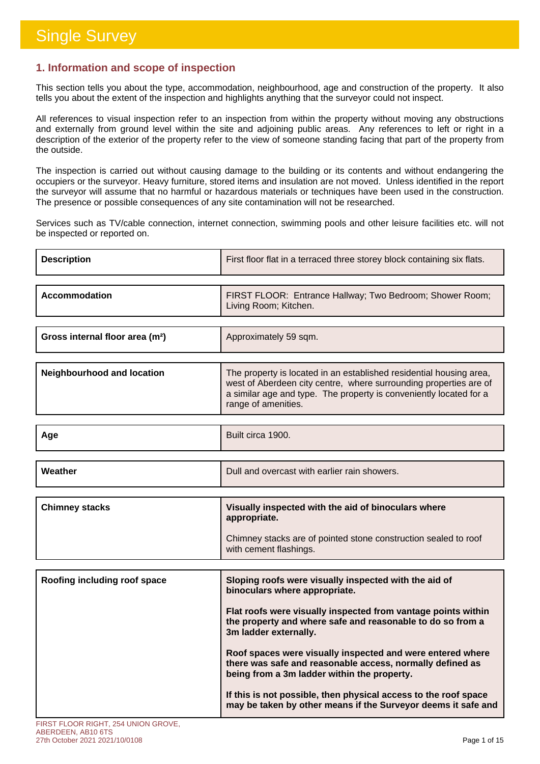# Single Survey

## 1. Information and scope of inspection

This section tells you about the type, accommodation, neighbourhood, age and construction of the property. It also tells you about the extent of the inspection and highlights anything that the surveyor could not inspect.

All references to visual inspection refer to an inspection from within the property without moving any obstructions and externally from ground level within the site and adjoining public areas. Any references to left or right in a description of the exterior of the property refer to the view of someone standing facing that part of the property from the outside.

The inspection is carried out without causing damage to the building or its contents and without endangering the occupiers or the surveyor. Heavy furniture, stored items and insulation are not moved. Unless identified in the report the surveyor will assume that no harmful or hazardous materials or techniques have been used in the construction. The presence or possible consequences of any site contamination will not be researched.

Services such as TV/cable connection, internet connection, swimming pools and other leisure facilities etc. will not be inspected or reported on.

| | |
|---|---|
| **Description** | First floor flat in a terraced three storey block containing six flats. |
| **Accommodation** | FIRST FLOOR: Entrance Hallway; Two Bedroom; Shower Room; Living Room; Kitchen. |
| **Gross internal floor area (m²)** | Approximately 59 sqm. |
| **Neighbourhood and location** | The property is located in an established residential housing area, west of Aberdeen city centre, where surrounding properties are of a similar age and type. The property is conveniently located for a range of amenities. |
| **Age** | Built circa 1900. |
| **Weather** | Dull and overcast with earlier rain showers. |
| **Chimney stacks** | **Visually inspected with the aid of binoculars where appropriate.**<br><br>Chimney stacks are of pointed stone construction sealed to roof with cement flashings. |
| **Roofing including roof space** | **Sloping roofs were visually inspected with the aid of binoculars where appropriate.**<br><br>**Flat roofs were visually inspected from vantage points within the property and where safe and reasonable to do so from a 3m ladder externally.**<br><br>**Roof spaces were visually inspected and were entered where there was safe and reasonable access, normally defined as being from a 3m ladder within the property.**<br><br>**If this is not possible, then physical access to the roof space may be taken by other means if the Surveyor deems it safe and** |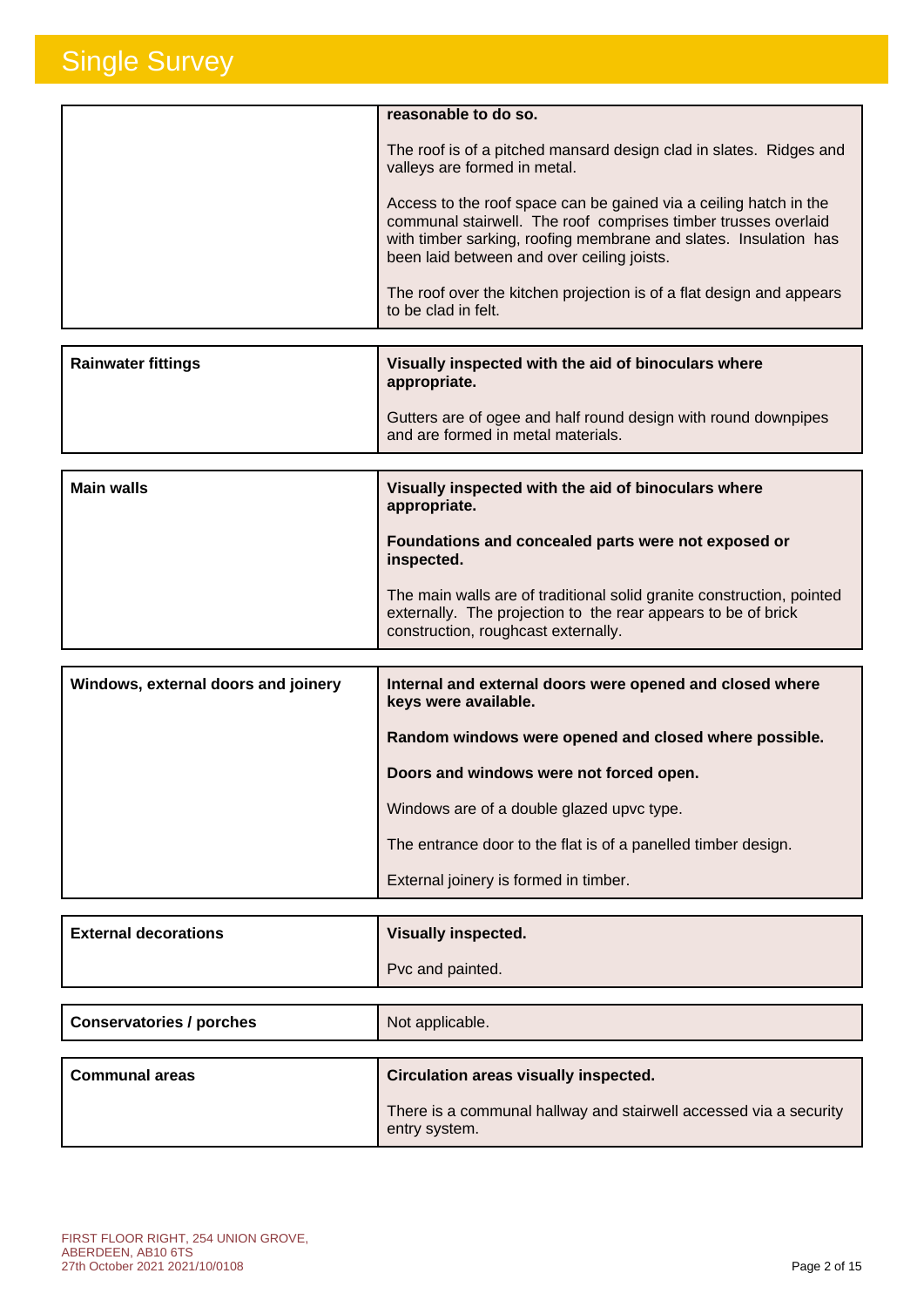| | |
|---|---|
| | **reasonable to do so.**<br><br>The roof is of a pitched mansard design clad in slates. Ridges and valleys are formed in metal.<br><br>Access to the roof space can be gained via a ceiling hatch in the communal stairwell. The roof comprises timber trusses overlaid with timber sarking, roofing membrane and slates. Insulation has been laid between and over ceiling joists.<br><br>The roof over the kitchen projection is of a flat design and appears to be clad in felt. |

| | |
|---|---|
| **Rainwater fittings** | **Visually inspected with the aid of binoculars where appropriate.**<br><br>Gutters are of ogee and half round design with round downpipes and are formed in metal materials. |

| | |
|---|---|
| **Main walls** | **Visually inspected with the aid of binoculars where appropriate.**<br><br>**Foundations and concealed parts were not exposed or inspected.**<br><br>The main walls are of traditional solid granite construction, pointed externally. The projection to the rear appears to be of brick construction, roughcast externally. |

| | |
|---|---|
| **Windows, external doors and joinery** | **Internal and external doors were opened and closed where keys were available.**<br><br>**Random windows were opened and closed where possible.**<br><br>**Doors and windows were not forced open.**<br><br>Windows are of a double glazed upvc type.<br><br>The entrance door to the flat is of a panelled timber design.<br><br>External joinery is formed in timber. |

| | |
|---|---|
| **External decorations** | **Visually inspected.**<br><br>Pvc and painted. |

| | |
|---|---|
| **Conservatories / porches** | Not applicable. |

| | |
|---|---|
| **Communal areas** | **Circulation areas visually inspected.**<br><br>There is a communal hallway and stairwell accessed via a security entry system. |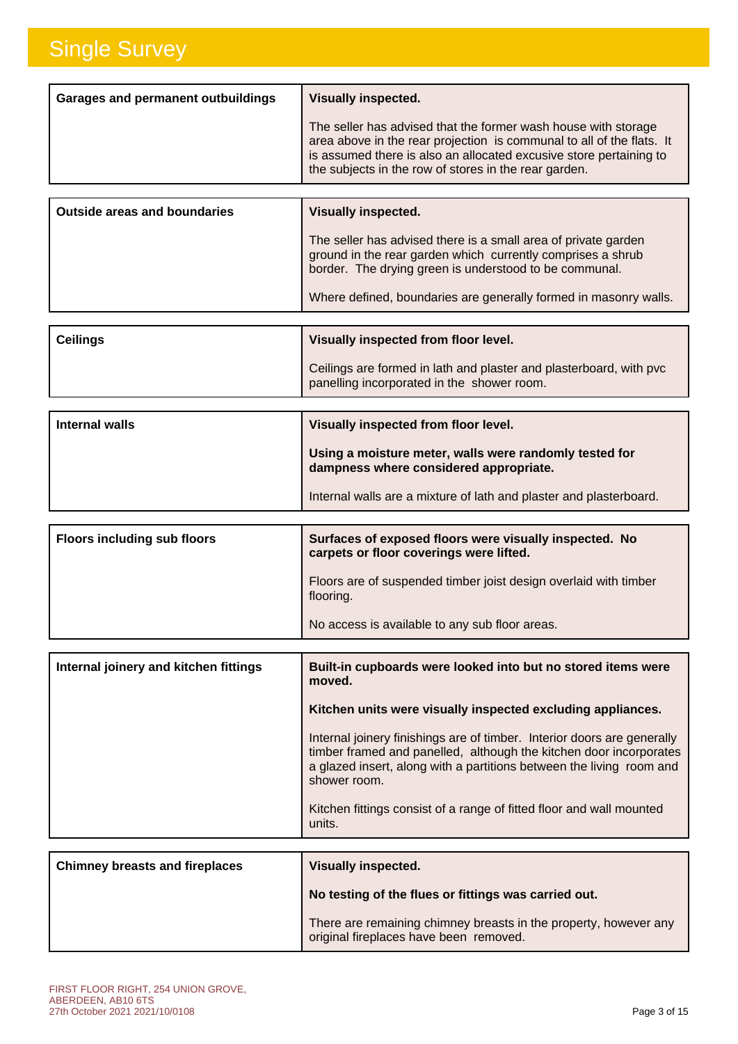# Single Survey

| Garages and permanent outbuildings | **Visually inspected.**<br><br>The seller has advised that the former wash house with storage area above in the rear projection is communal to all of the flats. It is assumed there is also an allocated excusive store pertaining to the subjects in the row of stores in the rear garden. |
|---|---|

| Outside areas and boundaries | **Visually inspected.**<br><br>The seller has advised there is a small area of private garden ground in the rear garden which currently comprises a shrub border. The drying green is understood to be communal.<br><br>Where defined, boundaries are generally formed in masonry walls. |
|---|---|

| Ceilings | **Visually inspected from floor level.**<br><br>Ceilings are formed in lath and plaster and plasterboard, with pvc panelling incorporated in the shower room. |
|---|---|

| Internal walls | **Visually inspected from floor level.**<br><br>**Using a moisture meter, walls were randomly tested for dampness where considered appropriate.**<br><br>Internal walls are a mixture of lath and plaster and plasterboard. |
|---|---|

| Floors including sub floors | **Surfaces of exposed floors were visually inspected. No carpets or floor coverings were lifted.**<br><br>Floors are of suspended timber joist design overlaid with timber flooring.<br><br>No access is available to any sub floor areas. |
|---|---|

| Internal joinery and kitchen fittings | **Built-in cupboards were looked into but no stored items were moved.**<br><br>**Kitchen units were visually inspected excluding appliances.**<br><br>Internal joinery finishings are of timber. Interior doors are generally timber framed and panelled, although the kitchen door incorporates a glazed insert, along with a partitions between the living room and shower room.<br><br>Kitchen fittings consist of a range of fitted floor and wall mounted units. |
|---|---|

| Chimney breasts and fireplaces | **Visually inspected.**<br><br>**No testing of the flues or fittings was carried out.**<br><br>There are remaining chimney breasts in the property, however any original fireplaces have been removed. |
|---|---|

FIRST FLOOR RIGHT, 254 UNION GROVE,
ABERDEEN, AB10 6TS
27th October 2021 2021/10/0108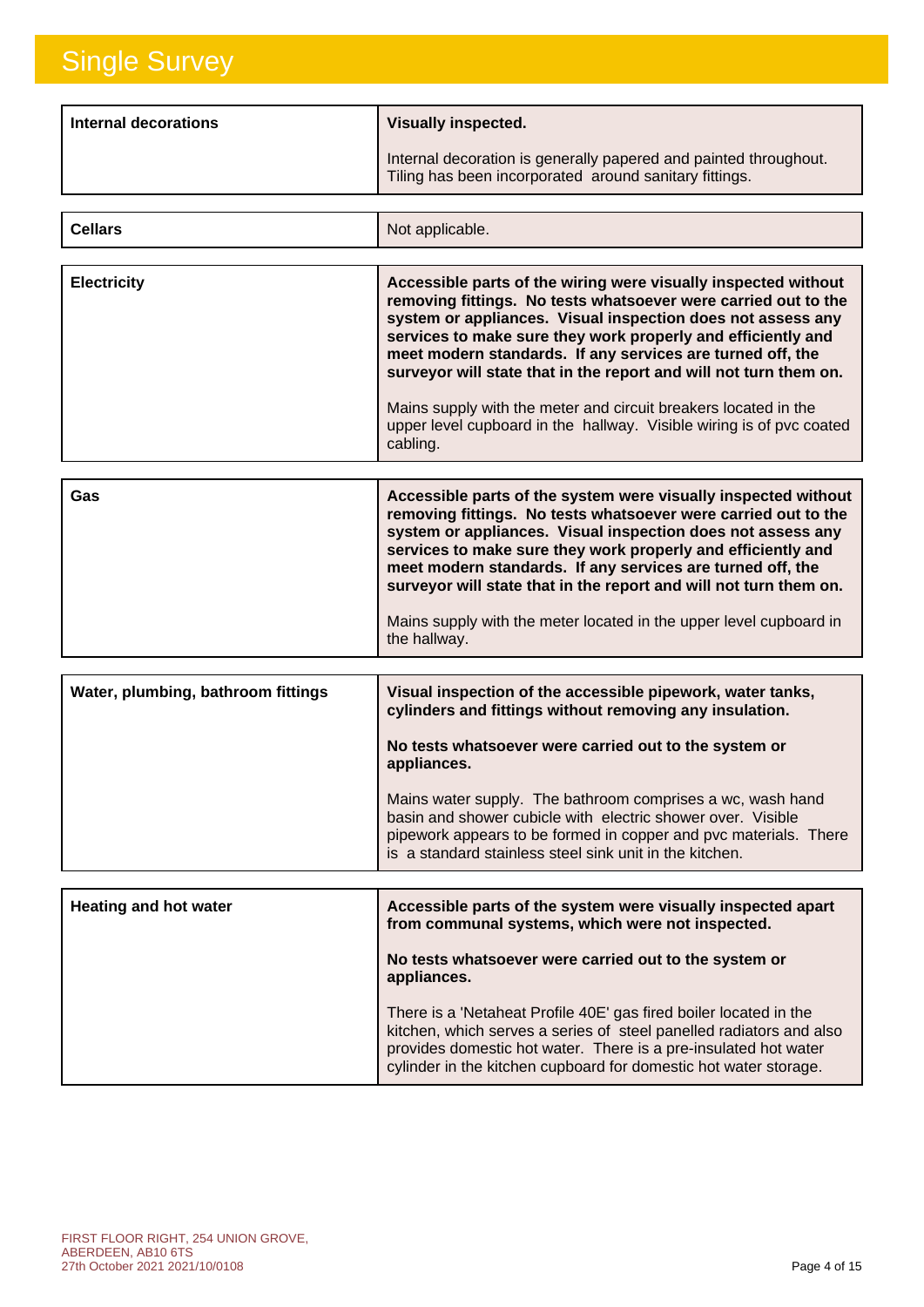# Single Survey

| Internal decorations | **Visually inspected.**<br><br>Internal decoration is generally papered and painted throughout. Tiling has been incorporated around sanitary fittings. |
|---|---|

| Cellars | Not applicable. |
|---|---|

| Electricity | **Accessible parts of the wiring were visually inspected without removing fittings. No tests whatsoever were carried out to the system or appliances. Visual inspection does not assess any services to make sure they work properly and efficiently and meet modern standards. If any services are turned off, the surveyor will state that in the report and will not turn them on.**<br><br>Mains supply with the meter and circuit breakers located in the upper level cupboard in the hallway. Visible wiring is of pvc coated cabling. |
|---|---|

| Gas | **Accessible parts of the system were visually inspected without removing fittings. No tests whatsoever were carried out to the system or appliances. Visual inspection does not assess any services to make sure they work properly and efficiently and meet modern standards. If any services are turned off, the surveyor will state that in the report and will not turn them on.**<br><br>Mains supply with the meter located in the upper level cupboard in the hallway. |
|---|---|

| Water, plumbing, bathroom fittings | **Visual inspection of the accessible pipework, water tanks, cylinders and fittings without removing any insulation.**<br><br>**No tests whatsoever were carried out to the system or appliances.**<br><br>Mains water supply. The bathroom comprises a wc, wash hand basin and shower cubicle with electric shower over. Visible pipework appears to be formed in copper and pvc materials. There is a standard stainless steel sink unit in the kitchen. |
|---|---|

| Heating and hot water | **Accessible parts of the system were visually inspected apart from communal systems, which were not inspected.**<br><br>**No tests whatsoever were carried out to the system or appliances.**<br><br>There is a 'Netaheat Profile 40E' gas fired boiler located in the kitchen, which serves a series of steel panelled radiators and also provides domestic hot water. There is a pre-insulated hot water cylinder in the kitchen cupboard for domestic hot water storage. |
|---|---|

FIRST FLOOR RIGHT, 254 UNION GROVE,
ABERDEEN, AB10 6TS
27th October 2021 2021/10/0108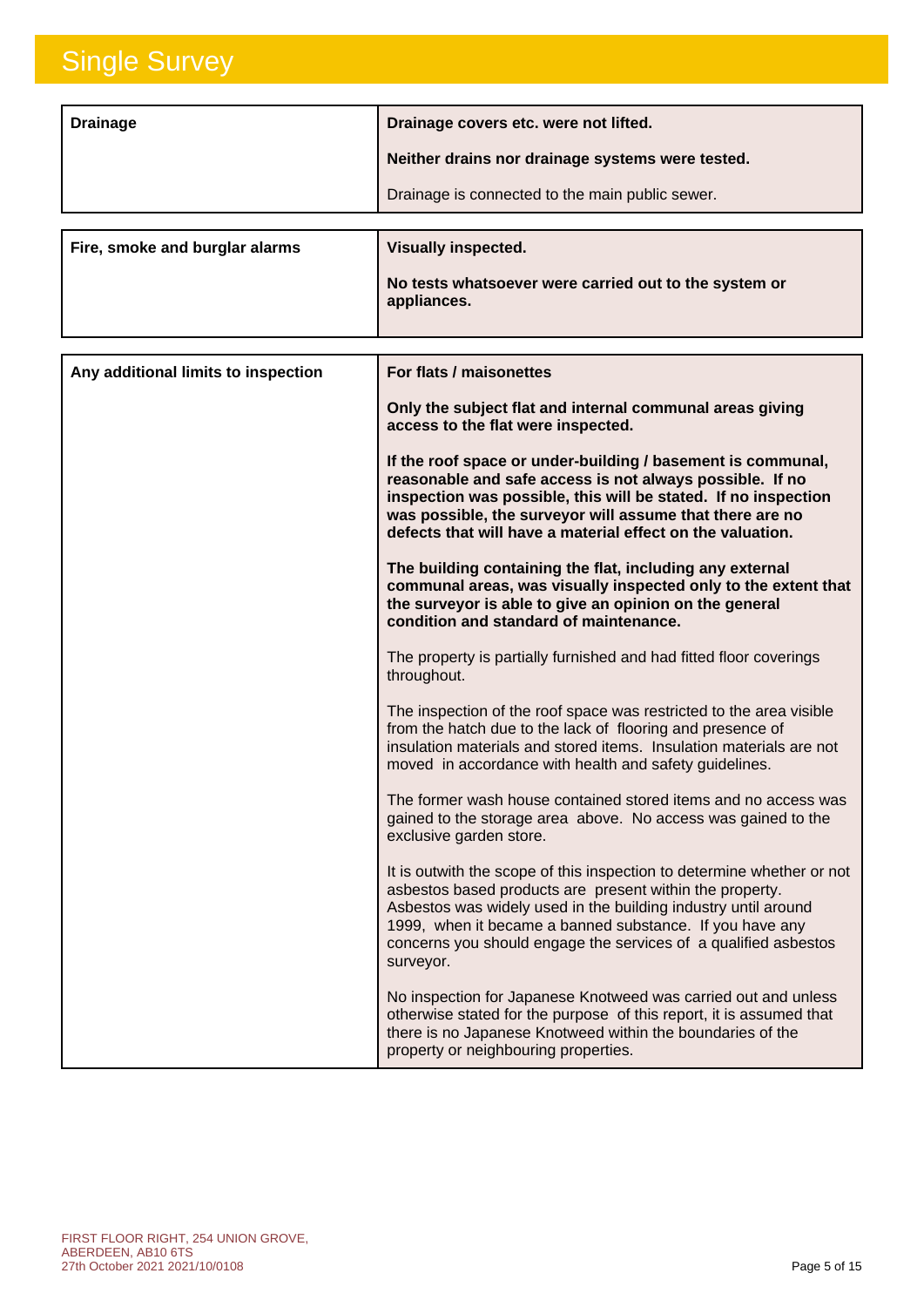# Single Survey

| Drainage | **Drainage covers etc. were not lifted.**<br><br>**Neither drains nor drainage systems were tested.**<br><br>Drainage is connected to the main public sewer. |
|---|---|

| Fire, smoke and burglar alarms | **Visually inspected.**<br><br>**No tests whatsoever were carried out to the system or appliances.** |
|---|---|

| Any additional limits to inspection | **For flats / maisonettes**<br><br>**Only the subject flat and internal communal areas giving access to the flat were inspected.**<br><br>**If the roof space or under-building / basement is communal, reasonable and safe access is not always possible. If no inspection was possible, this will be stated. If no inspection was possible, the surveyor will assume that there are no defects that will have a material effect on the valuation.**<br><br>**The building containing the flat, including any external communal areas, was visually inspected only to the extent that the surveyor is able to give an opinion on the general condition and standard of maintenance.**<br><br>The property is partially furnished and had fitted floor coverings throughout.<br><br>The inspection of the roof space was restricted to the area visible from the hatch due to the lack of flooring and presence of insulation materials and stored items. Insulation materials are not moved in accordance with health and safety guidelines.<br><br>The former wash house contained stored items and no access was gained to the storage area above. No access was gained to the exclusive garden store.<br><br>It is outwith the scope of this inspection to determine whether or not asbestos based products are present within the property. Asbestos was widely used in the building industry until around 1999, when it became a banned substance. If you have any concerns you should engage the services of a qualified asbestos surveyor.<br><br>No inspection for Japanese Knotweed was carried out and unless otherwise stated for the purpose of this report, it is assumed that there is no Japanese Knotweed within the boundaries of the property or neighbouring properties. |
|---|---|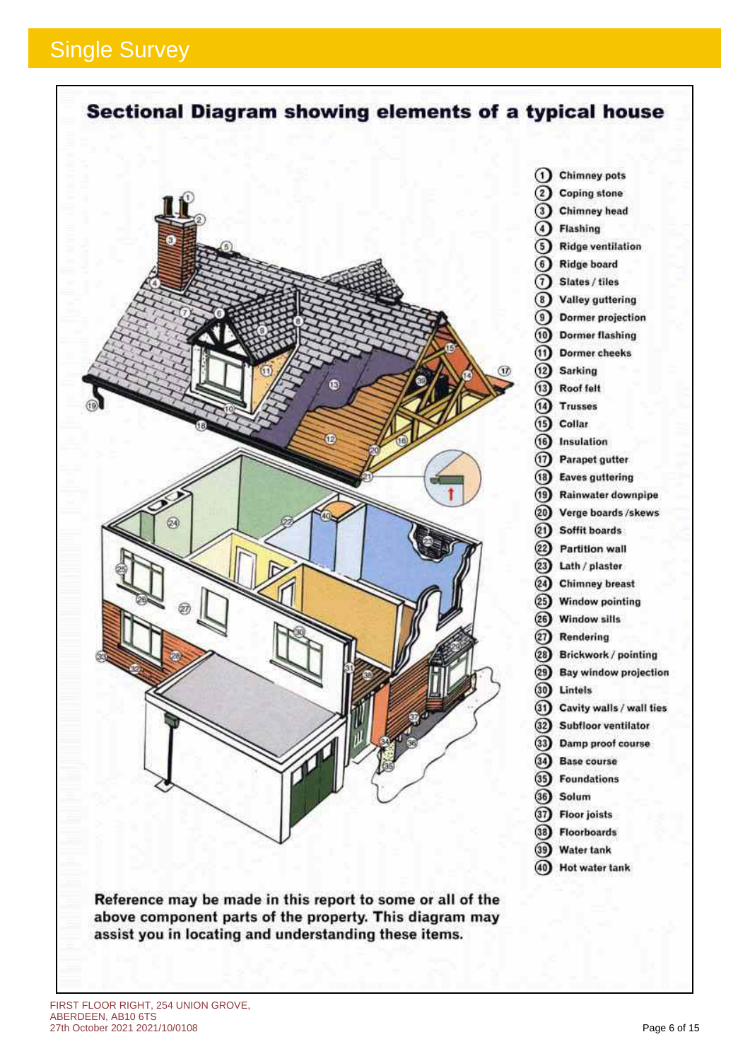## Single Survey

# Sectional Diagram showing elements of a typical house

1. Chimney pots
2. Coping stone
3. Chimney head
4. Flashing
5. Ridge ventilation
6. Ridge board
7. Slates / tiles
8. Valley guttering
9. Dormer projection
10. Dormer flashing
11. Dormer cheeks
12. Sarking
13. Roof felt
14. Trusses
15. Collar
16. Insulation
17. Parapet gutter
18. Eaves guttering
19. Rainwater downpipe
20. Verge boards /skews
21. Soffit boards
22. Partition wall
23. Lath / plaster
24. Chimney breast
25. Window pointing
26. Window sills
27. Rendering
28. Brickwork / pointing
29. Bay window projection
30. Lintels
31. Cavity walls / wall ties
32. Subfloor ventilator
33. Damp proof course
34. Base course
35. Foundations
36. Solum
37. Floor joists
38. Floorboards
39. Water tank
40. Hot water tank

**Reference may be made in this report to some or all of the above component parts of the property. This diagram may assist you in locating and understanding these items.**

FIRST FLOOR RIGHT, 254 UNION GROVE, ABERDEEN, AB10 6TS
27th October 2021 2021/10/0108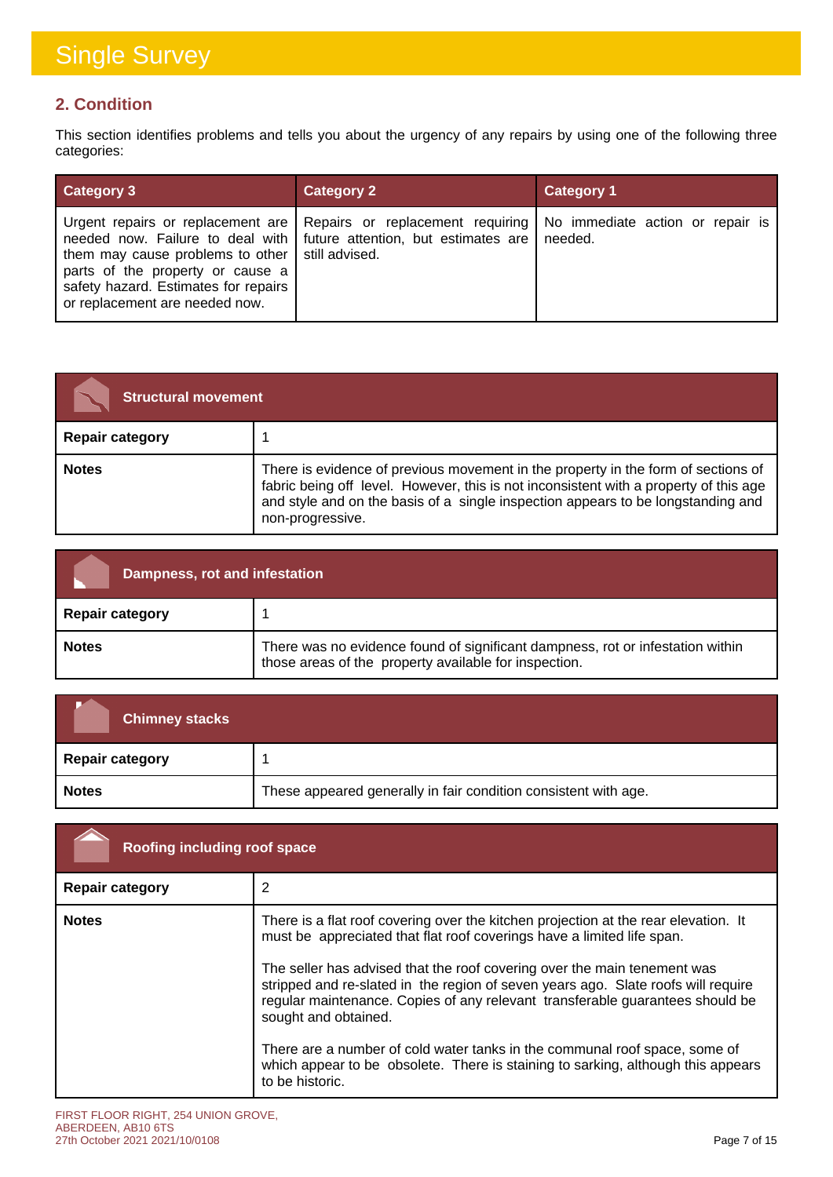# Single Survey

## 2. Condition

This section identifies problems and tells you about the urgency of any repairs by using one of the following three categories:

| Category 3 | Category 2 | Category 1 |
|---|---|---|
| Urgent repairs or replacement are needed now. Failure to deal with them may cause problems to other parts of the property or cause a safety hazard. Estimates for repairs or replacement are needed now. | Repairs or replacement requiring future attention, but estimates are still advised. | No immediate action or repair is needed. |

| Structural movement | |
|---|---|
| **Repair category** | 1 |
| **Notes** | There is evidence of previous movement in the property in the form of sections of fabric being off level. However, this is not inconsistent with a property of this age and style and on the basis of a single inspection appears to be longstanding and non-progressive. |

| Dampness, rot and infestation | |
|---|---|
| **Repair category** | 1 |
| **Notes** | There was no evidence found of significant dampness, rot or infestation within those areas of the property available for inspection. |

| Chimney stacks | |
|---|---|
| **Repair category** | 1 |
| **Notes** | These appeared generally in fair condition consistent with age. |

| Roofing including roof space | |
|---|---|
| **Repair category** | 2 |
| **Notes** | There is a flat roof covering over the kitchen projection at the rear elevation. It must be appreciated that flat roof coverings have a limited life span.<br><br>The seller has advised that the roof covering over the main tenement was stripped and re-slated in the region of seven years ago. Slate roofs will require regular maintenance. Copies of any relevant transferable guarantees should be sought and obtained.<br><br>There are a number of cold water tanks in the communal roof space, some of which appear to be obsolete. There is staining to sarking, although this appears to be historic. |

FIRST FLOOR RIGHT, 254 UNION GROVE,
ABERDEEN, AB10 6TS
27th October 2021 2021/10/0108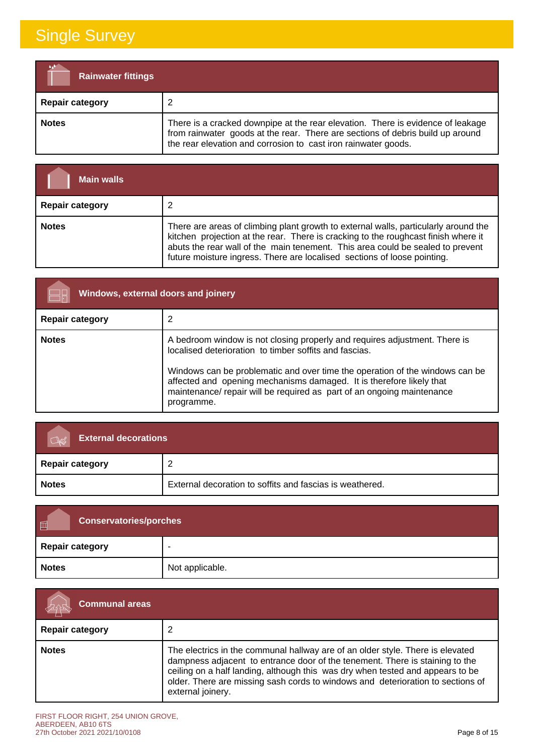# Single Survey

| Rainwater fittings | |
|---|---|
| **Repair category** | 2 |
| **Notes** | There is a cracked downpipe at the rear elevation. There is evidence of leakage from rainwater goods at the rear. There are sections of debris build up around the rear elevation and corrosion to cast iron rainwater goods. |

| Main walls | |
|---|---|
| **Repair category** | 2 |
| **Notes** | There are areas of climbing plant growth to external walls, particularly around the kitchen projection at the rear. There is cracking to the roughcast finish where it abuts the rear wall of the main tenement. This area could be sealed to prevent future moisture ingress. There are localised sections of loose pointing. |

| Windows, external doors and joinery | |
|---|---|
| **Repair category** | 2 |
| **Notes** | A bedroom window is not closing properly and requires adjustment. There is localised deterioration to timber soffits and fascias.<br><br>Windows can be problematic and over time the operation of the windows can be affected and opening mechanisms damaged. It is therefore likely that maintenance/ repair will be required as part of an ongoing maintenance programme. |

| External decorations | |
|---|---|
| **Repair category** | 2 |
| **Notes** | External decoration to soffits and fascias is weathered. |

| Conservatories/porches | |
|---|---|
| **Repair category** | - |
| **Notes** | Not applicable. |

| Communal areas | |
|---|---|
| **Repair category** | 2 |
| **Notes** | The electrics in the communal hallway are of an older style. There is elevated dampness adjacent to entrance door of the tenement. There is staining to the ceiling on a half landing, although this was dry when tested and appears to be older. There are missing sash cords to windows and deterioration to sections of external joinery. |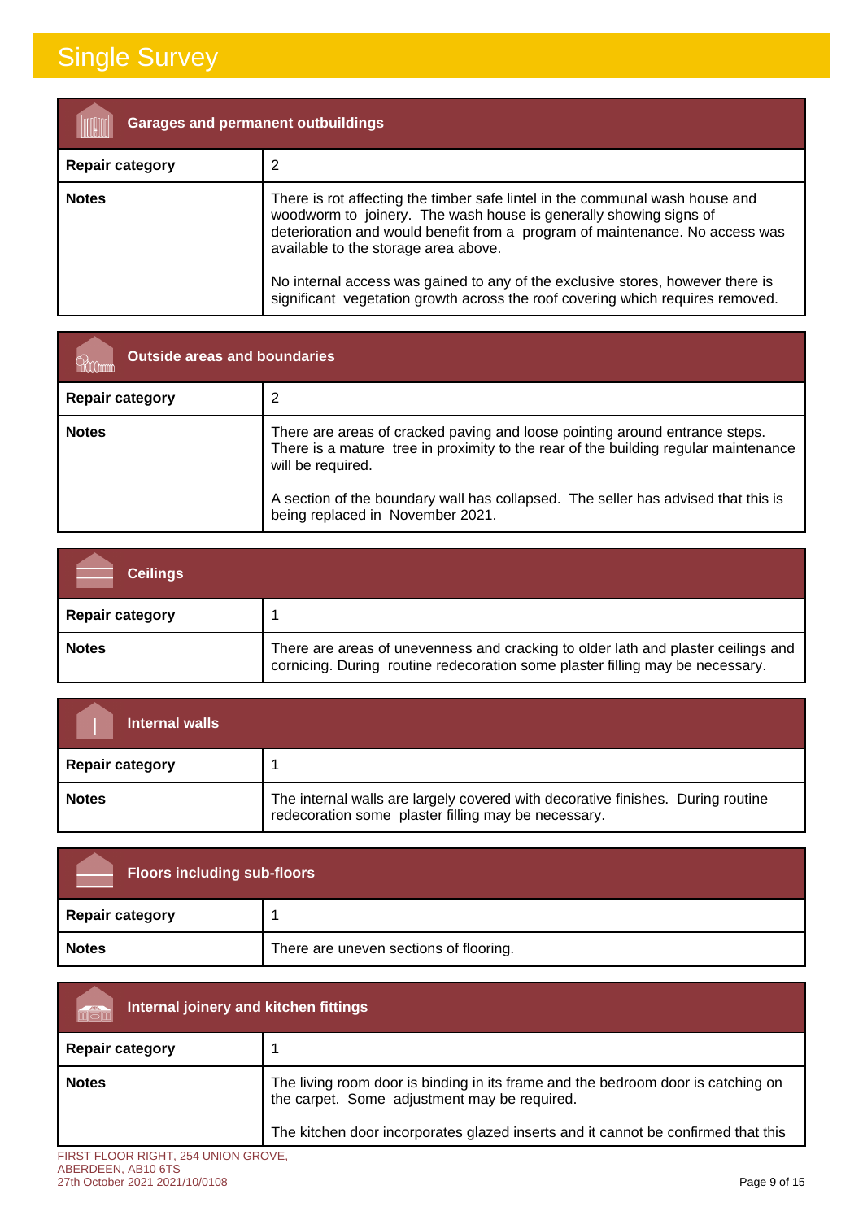# Single Survey

| Garages and permanent outbuildings | |
|---|---|
| **Repair category** | 2 |
| **Notes** | There is rot affecting the timber safe lintel in the communal wash house and woodworm to joinery. The wash house is generally showing signs of deterioration and would benefit from a program of maintenance. No access was available to the storage area above.<br><br>No internal access was gained to any of the exclusive stores, however there is significant vegetation growth across the roof covering which requires removed. |

| Outside areas and boundaries | |
|---|---|
| **Repair category** | 2 |
| **Notes** | There are areas of cracked paving and loose pointing around entrance steps. There is a mature tree in proximity to the rear of the building regular maintenance will be required.<br><br>A section of the boundary wall has collapsed. The seller has advised that this is being replaced in November 2021. |

| Ceilings | |
|---|---|
| **Repair category** | 1 |
| **Notes** | There are areas of unevenness and cracking to older lath and plaster ceilings and cornicing. During routine redecoration some plaster filling may be necessary. |

| Internal walls | |
|---|---|
| **Repair category** | 1 |
| **Notes** | The internal walls are largely covered with decorative finishes. During routine redecoration some plaster filling may be necessary. |

| Floors including sub-floors | |
|---|---|
| **Repair category** | 1 |
| **Notes** | There are uneven sections of flooring. |

| Internal joinery and kitchen fittings | |
|---|---|
| **Repair category** | 1 |
| **Notes** | The living room door is binding in its frame and the bedroom door is catching on the carpet. Some adjustment may be required.<br><br>The kitchen door incorporates glazed inserts and it cannot be confirmed that this |

FIRST FLOOR RIGHT, 254 UNION GROVE,
ABERDEEN, AB10 6TS
27th October 2021 2021/10/0108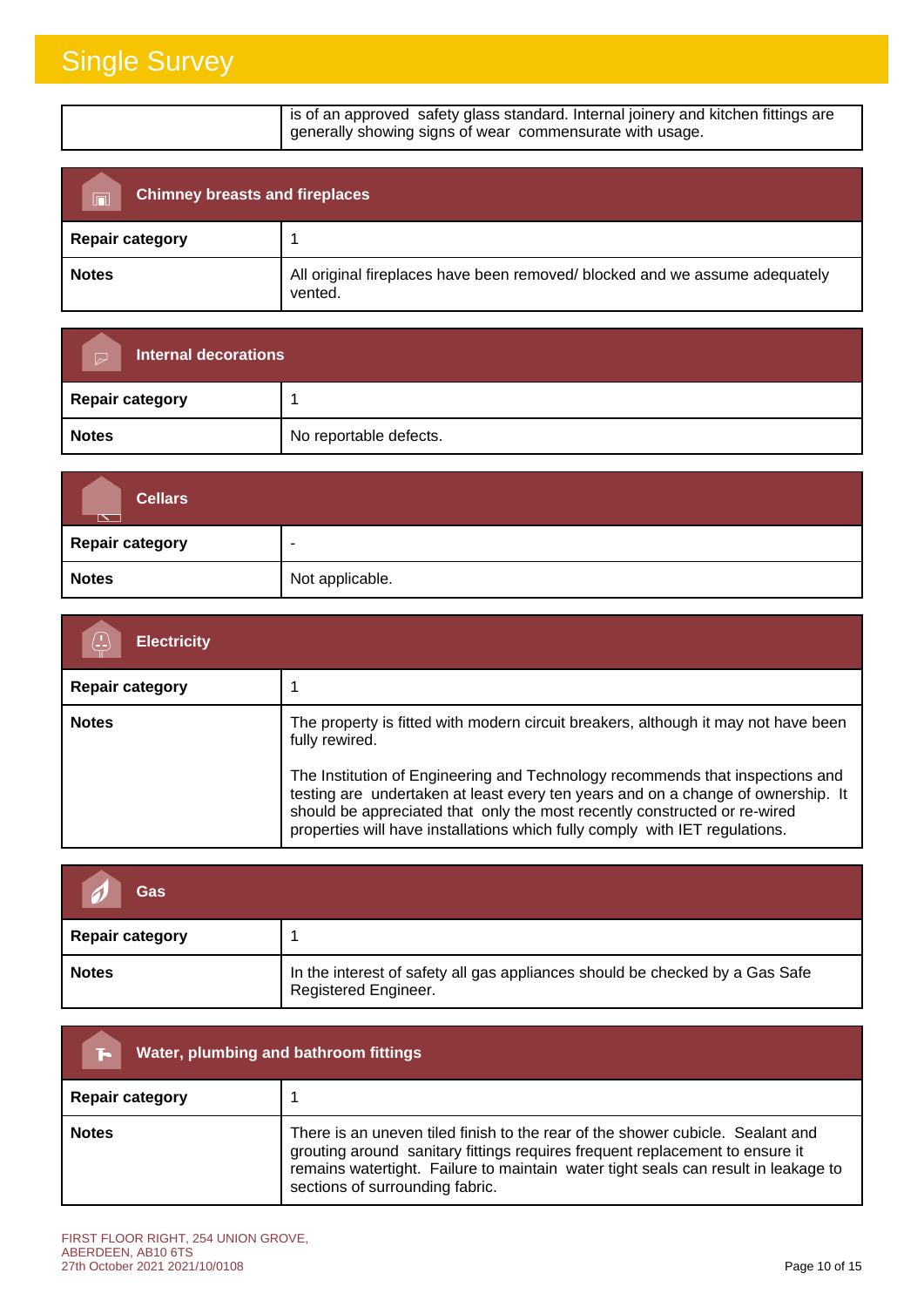| | is of an approved safety glass standard. Internal joinery and kitchen fittings are generally showing signs of wear commensurate with usage. |
|---|---|

| Chimney breasts and fireplaces | |
|---|---|
| **Repair category** | 1 |
| **Notes** | All original fireplaces have been removed/ blocked and we assume adequately vented. |

| Internal decorations | |
|---|---|
| **Repair category** | 1 |
| **Notes** | No reportable defects. |

| Cellars | |
|---|---|
| **Repair category** | - |
| **Notes** | Not applicable. |

| Electricity | |
|---|---|
| **Repair category** | 1 |
| **Notes** | The property is fitted with modern circuit breakers, although it may not have been fully rewired.<br><br>The Institution of Engineering and Technology recommends that inspections and testing are undertaken at least every ten years and on a change of ownership. It should be appreciated that only the most recently constructed or re-wired properties will have installations which fully comply with IET regulations. |

| Gas | |
|---|---|
| **Repair category** | 1 |
| **Notes** | In the interest of safety all gas appliances should be checked by a Gas Safe Registered Engineer. |

| Water, plumbing and bathroom fittings | |
|---|---|
| **Repair category** | 1 |
| **Notes** | There is an uneven tiled finish to the rear of the shower cubicle. Sealant and grouting around sanitary fittings requires frequent replacement to ensure it remains watertight. Failure to maintain water tight seals can result in leakage to sections of surrounding fabric. |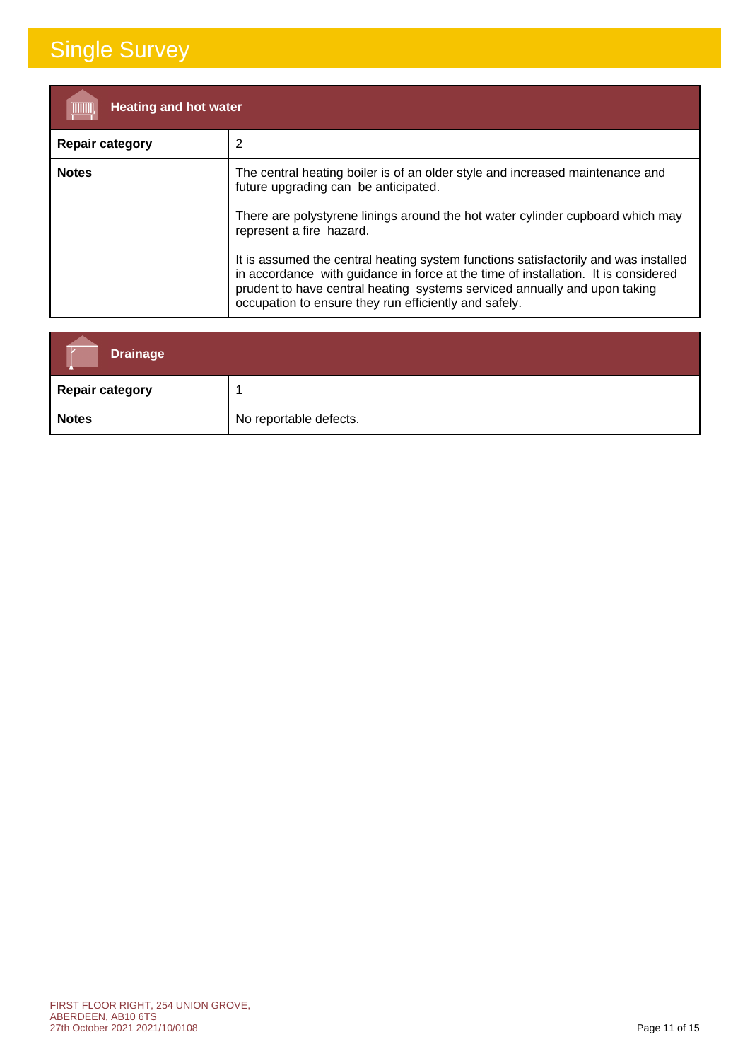## Heating and hot water

| Repair category | 2 |
|---|---|
| **Notes** | The central heating boiler is of an older style and increased maintenance and future upgrading can be anticipated.<br><br>There are polystyrene linings around the hot water cylinder cupboard which may represent a fire hazard.<br><br>It is assumed the central heating system functions satisfactorily and was installed in accordance with guidance in force at the time of installation. It is considered prudent to have central heating systems serviced annually and upon taking occupation to ensure they run efficiently and safely. |

## Drainage

| Repair category | 1 |
|---|---|
| **Notes** | No reportable defects. |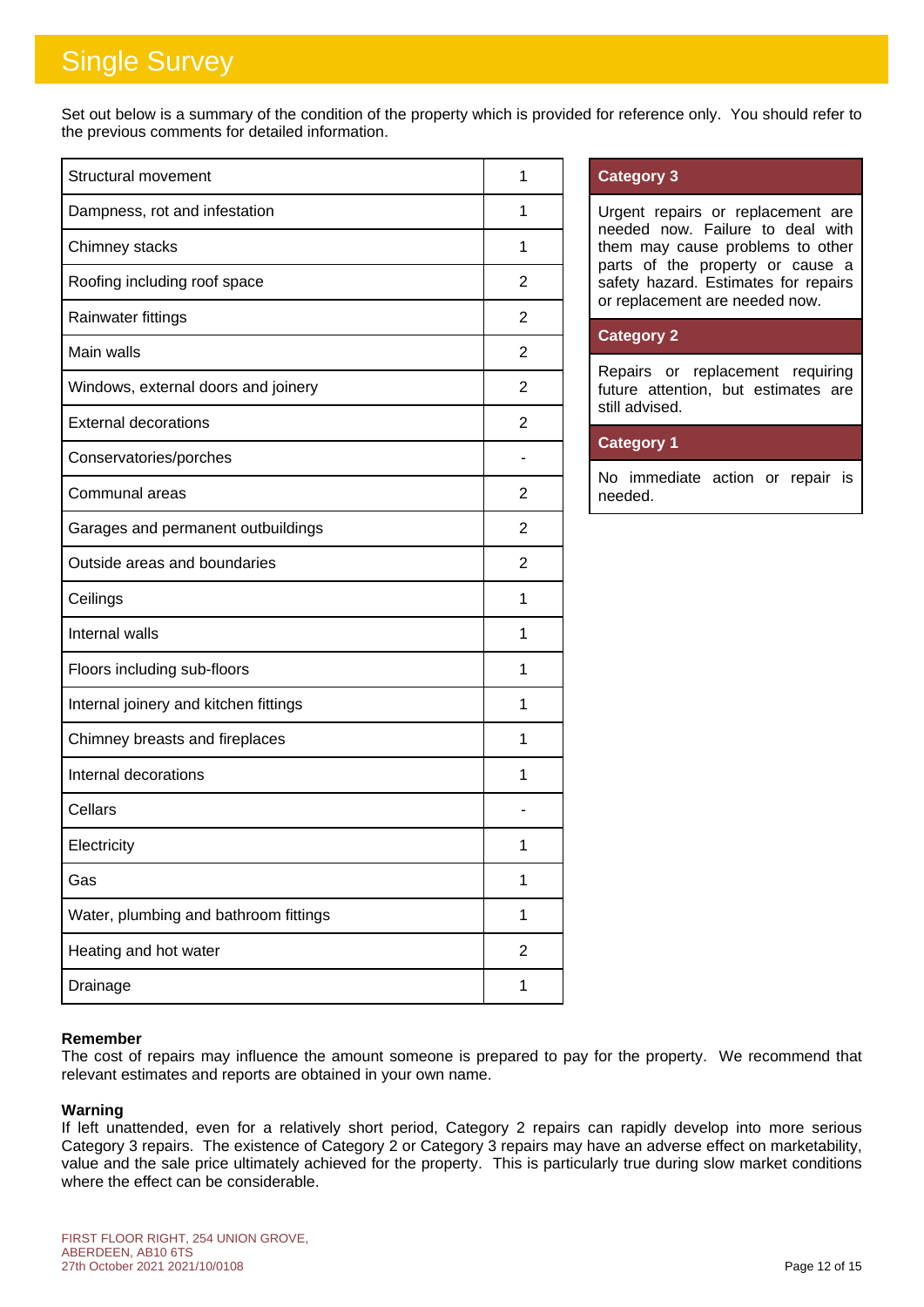# Single Survey

Set out below is a summary of the condition of the property which is provided for reference only. You should refer to the previous comments for detailed information.

| Element | Category |
|---|---|
| Structural movement | 1 |
| Dampness, rot and infestation | 1 |
| Chimney stacks | 1 |
| Roofing including roof space | 2 |
| Rainwater fittings | 2 |
| Main walls | 2 |
| Windows, external doors and joinery | 2 |
| External decorations | 2 |
| Conservatories/porches | - |
| Communal areas | 2 |
| Garages and permanent outbuildings | 2 |
| Outside areas and boundaries | 2 |
| Ceilings | 1 |
| Internal walls | 1 |
| Floors including sub-floors | 1 |
| Internal joinery and kitchen fittings | 1 |
| Chimney breasts and fireplaces | 1 |
| Internal decorations | 1 |
| Cellars | - |
| Electricity | 1 |
| Gas | 1 |
| Water, plumbing and bathroom fittings | 1 |
| Heating and hot water | 2 |
| Drainage | 1 |

**Category 3**

Urgent repairs or replacement are needed now. Failure to deal with them may cause problems to other parts of the property or cause a safety hazard. Estimates for repairs or replacement are needed now.

**Category 2**

Repairs or replacement requiring future attention, but estimates are still advised.

**Category 1**

No immediate action or repair is needed.

**Remember**

The cost of repairs may influence the amount someone is prepared to pay for the property. We recommend that relevant estimates and reports are obtained in your own name.

**Warning**

If left unattended, even for a relatively short period, Category 2 repairs can rapidly develop into more serious Category 3 repairs. The existence of Category 2 or Category 3 repairs may have an adverse effect on marketability, value and the sale price ultimately achieved for the property. This is particularly true during slow market conditions where the effect can be considerable.

FIRST FLOOR RIGHT, 254 UNION GROVE,
ABERDEEN, AB10 6TS
27th October 2021 2021/10/0108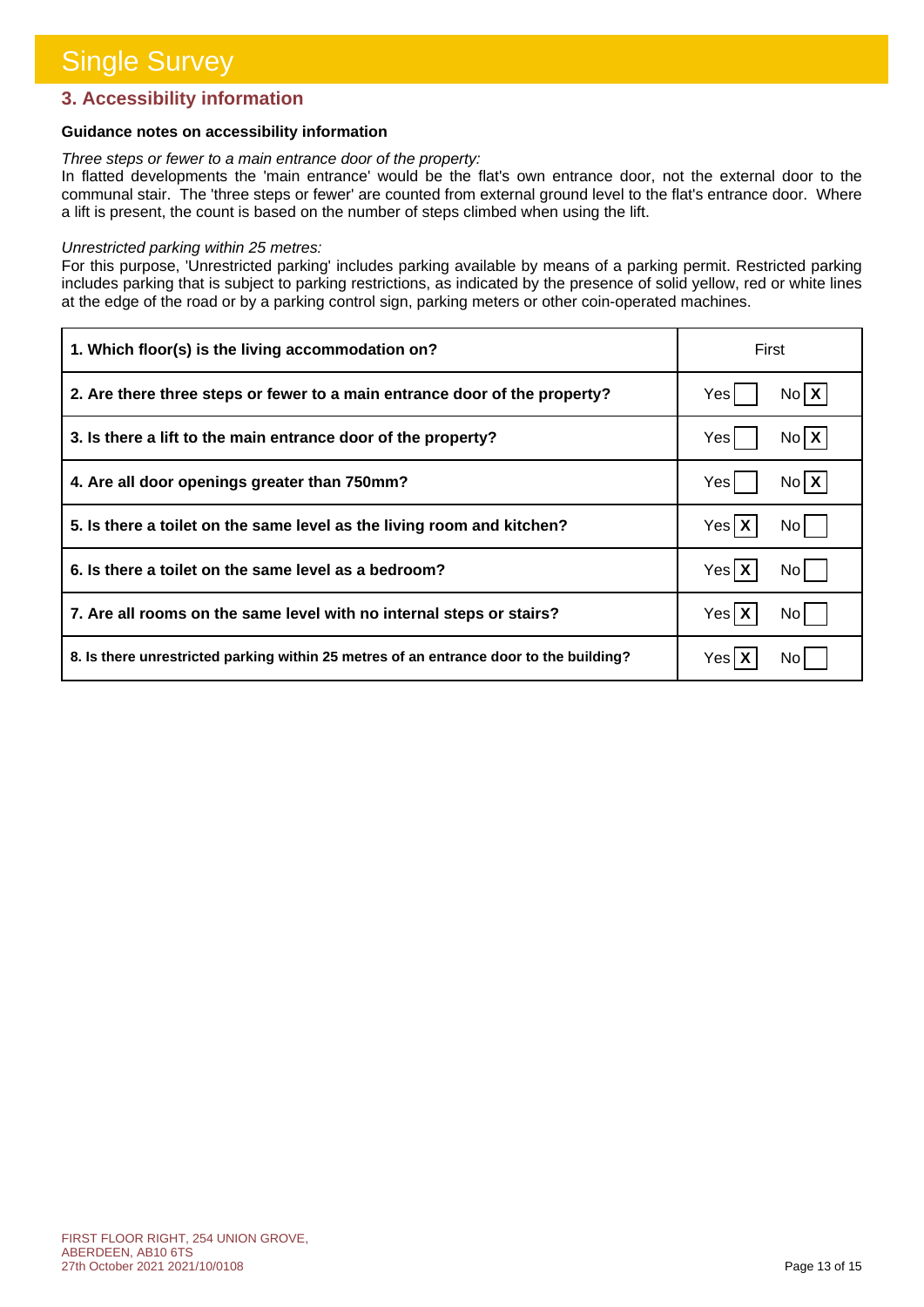# Single Survey

## 3. Accessibility information

**Guidance notes on accessibility information**

*Three steps or fewer to a main entrance door of the property:*
In flatted developments the 'main entrance' would be the flat's own entrance door, not the external door to the communal stair. The 'three steps or fewer' are counted from external ground level to the flat's entrance door. Where a lift is present, the count is based on the number of steps climbed when using the lift.

*Unrestricted parking within 25 metres:*
For this purpose, 'Unrestricted parking' includes parking available by means of a parking permit. Restricted parking includes parking that is subject to parking restrictions, as indicated by the presence of solid yellow, red or white lines at the edge of the road or by a parking control sign, parking meters or other coin-operated machines.

| Question | Answer |
|---|---|
| **1. Which floor(s) is the living accommodation on?** | First |
| **2. Are there three steps or fewer to a main entrance door of the property?** | Yes [ ] No [X] |
| **3. Is there a lift to the main entrance door of the property?** | Yes [ ] No [X] |
| **4. Are all door openings greater than 750mm?** | Yes [ ] No [X] |
| **5. Is there a toilet on the same level as the living room and kitchen?** | Yes [X] No [ ] |
| **6. Is there a toilet on the same level as a bedroom?** | Yes [X] No [ ] |
| **7. Are all rooms on the same level with no internal steps or stairs?** | Yes [X] No [ ] |
| **8. Is there unrestricted parking within 25 metres of an entrance door to the building?** | Yes [X] No [ ] |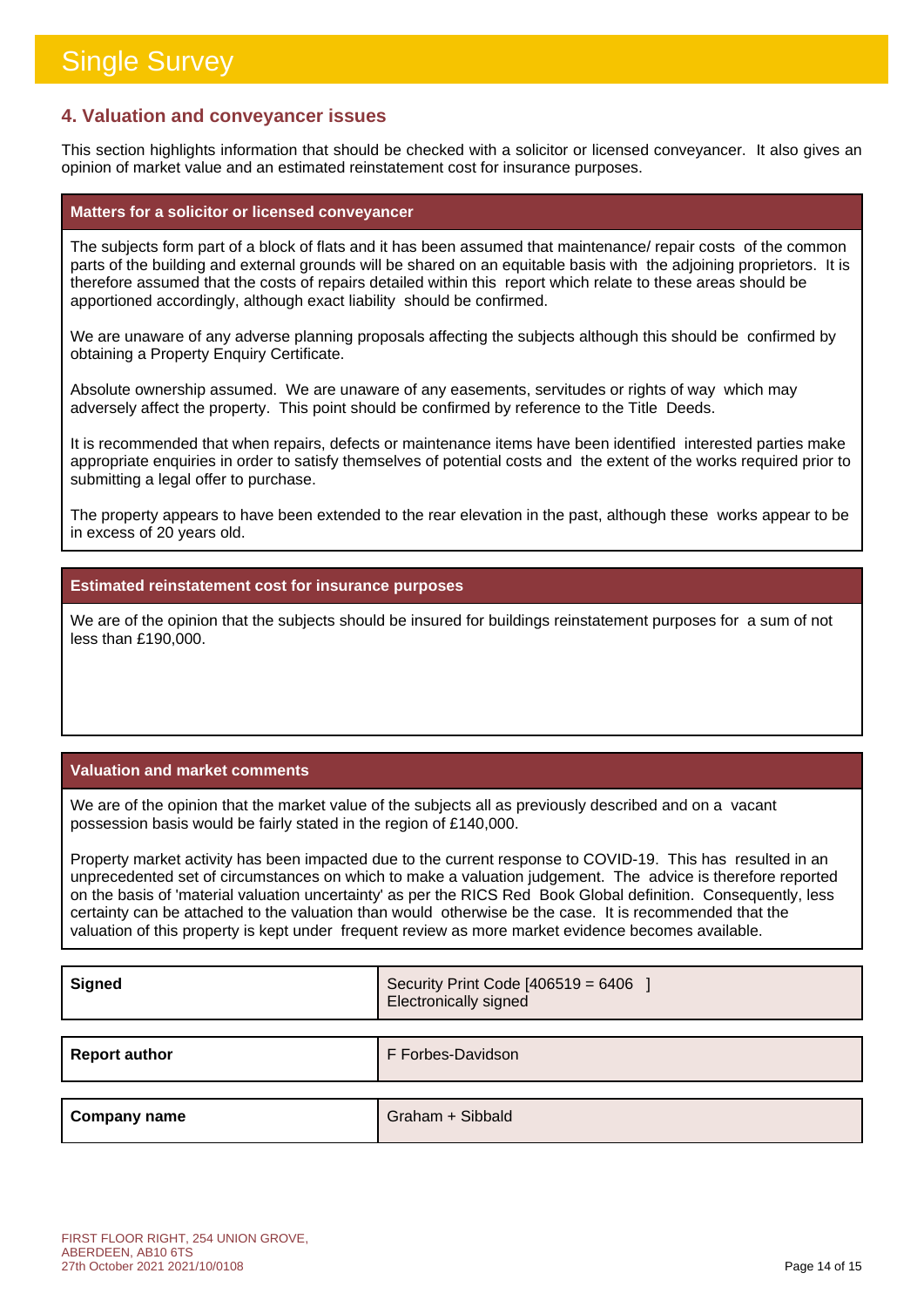# Single Survey

## 4. Valuation and conveyancer issues

This section highlights information that should be checked with a solicitor or licensed conveyancer. It also gives an opinion of market value and an estimated reinstatement cost for insurance purposes.

### Matters for a solicitor or licensed conveyancer

The subjects form part of a block of flats and it has been assumed that maintenance/ repair costs of the common parts of the building and external grounds will be shared on an equitable basis with the adjoining proprietors. It is therefore assumed that the costs of repairs detailed within this report which relate to these areas should be apportioned accordingly, although exact liability should be confirmed.

We are unaware of any adverse planning proposals affecting the subjects although this should be confirmed by obtaining a Property Enquiry Certificate.

Absolute ownership assumed. We are unaware of any easements, servitudes or rights of way which may adversely affect the property. This point should be confirmed by reference to the Title Deeds.

It is recommended that when repairs, defects or maintenance items have been identified interested parties make appropriate enquiries in order to satisfy themselves of potential costs and the extent of the works required prior to submitting a legal offer to purchase.

The property appears to have been extended to the rear elevation in the past, although these works appear to be in excess of 20 years old.

### Estimated reinstatement cost for insurance purposes

We are of the opinion that the subjects should be insured for buildings reinstatement purposes for a sum of not less than £190,000.

### Valuation and market comments

We are of the opinion that the market value of the subjects all as previously described and on a vacant possession basis would be fairly stated in the region of £140,000.

Property market activity has been impacted due to the current response to COVID-19. This has resulted in an unprecedented set of circumstances on which to make a valuation judgement. The advice is therefore reported on the basis of 'material valuation uncertainty' as per the RICS Red Book Global definition. Consequently, less certainty can be attached to the valuation than would otherwise be the case. It is recommended that the valuation of this property is kept under frequent review as more market evidence becomes available.

| | |
|---|---|
| **Signed** | Security Print Code [406519 = 6406 ]<br>Electronically signed |
| **Report author** | F Forbes-Davidson |
| **Company name** | Graham + Sibbald |

FIRST FLOOR RIGHT, 254 UNION GROVE, ABERDEEN, AB10 6TS
27th October 2021 2021/10/0108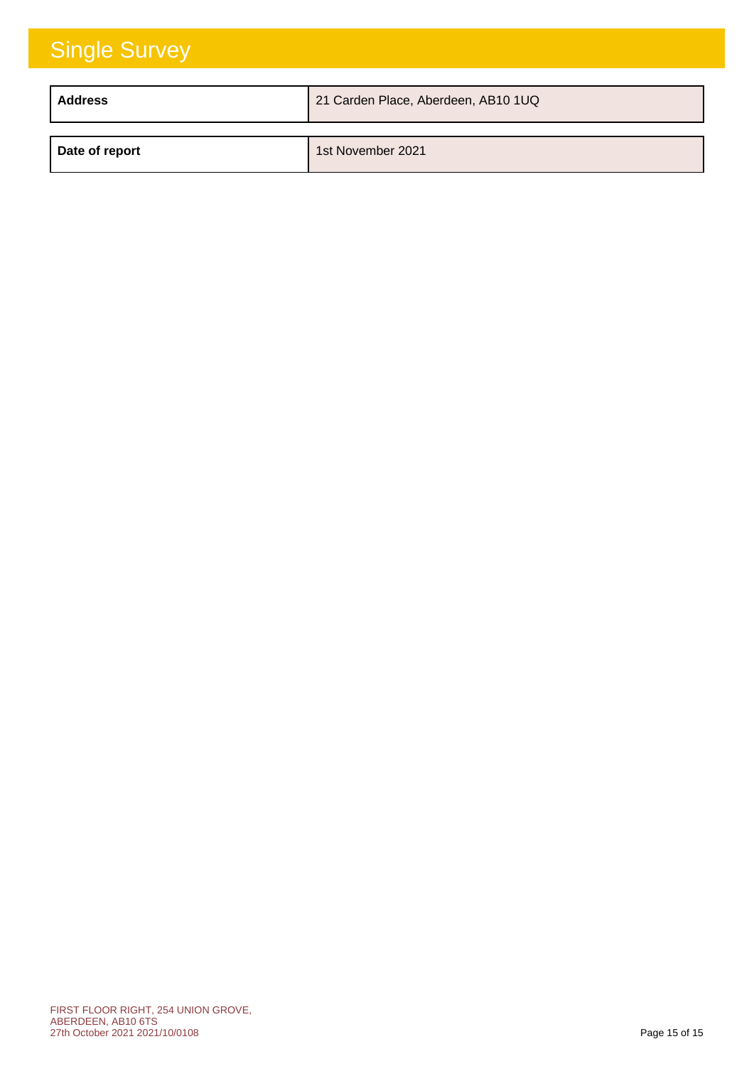# Single Survey

| Address | 21 Carden Place, Aberdeen, AB10 1UQ |
|---|---|

| Date of report | 1st November 2021 |
|---|---|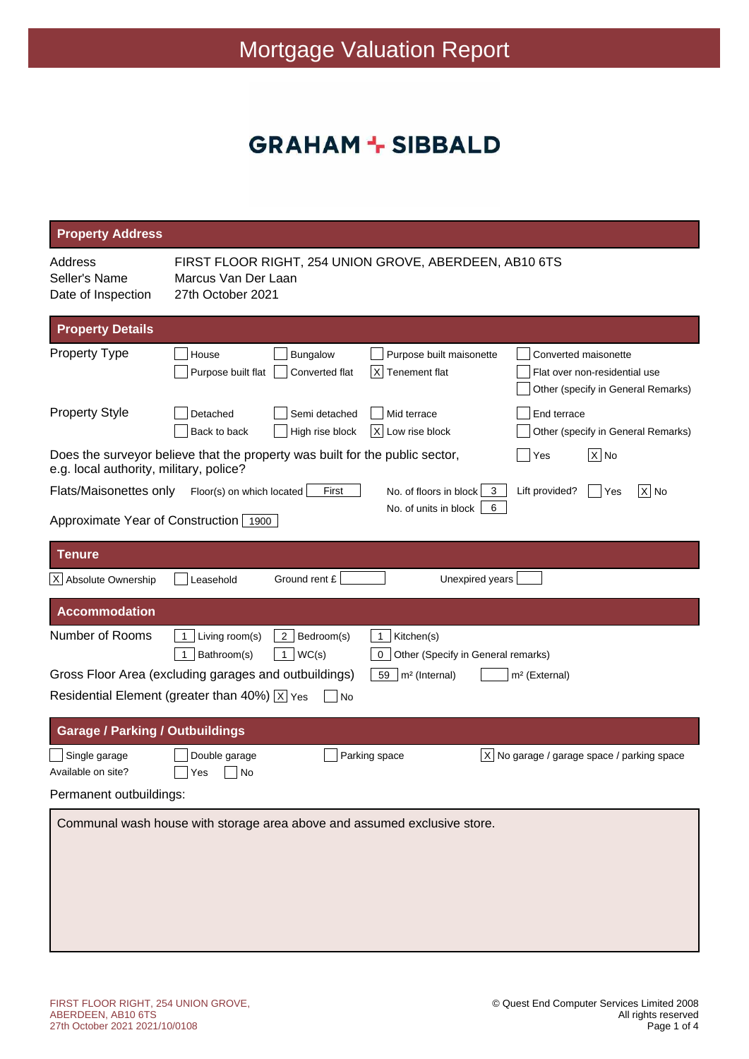# Mortgage Valuation Report

**GRAHAM + SIBBALD**

## Property Address

| | |
|---|---|
| Address | FIRST FLOOR RIGHT, 254 UNION GROVE, ABERDEEN, AB10 6TS |
| Seller's Name | Marcus Van Der Laan |
| Date of Inspection | 27th October 2021 |

## Property Details

**Property Type**

- [ ] House
- [ ] Bungalow
- [ ] Purpose built maisonette
- [ ] Converted maisonette
- [ ] Purpose built flat
- [ ] Converted flat
- [X] Tenement flat
- [ ] Flat over non-residential use
- [ ] Other (specify in General Remarks)

**Property Style**

- [ ] Detached
- [ ] Semi detached
- [ ] Mid terrace
- [ ] End terrace
- [ ] Back to back
- [ ] High rise block
- [X] Low rise block
- [ ] Other (specify in General Remarks)

Does the surveyor believe that the property was built for the public sector, e.g. local authority, military, police? [ ] Yes [X] No

**Flats/Maisonettes only**

- Floor(s) on which located: First
- No. of floors in block: 3
- No. of units in block: 6
- Lift provided? [ ] Yes [X] No

Approximate Year of Construction: 1900

## Tenure

- [X] Absolute Ownership
- [ ] Leasehold
- Ground rent £:
- Unexpired years:

## Accommodation

**Number of Rooms**

- 1 Living room(s)
- 2 Bedroom(s)
- 1 Kitchen(s)
- 1 Bathroom(s)
- 1 WC(s)
- 0 Other (Specify in General remarks)

Gross Floor Area (excluding garages and outbuildings): 59 m² (Internal) | m² (External)

Residential Element (greater than 40%) [X] Yes [ ] No

## Garage / Parking / Outbuildings

- [ ] Single garage
- [ ] Double garage
- [ ] Parking space
- [X] No garage / garage space / parking space

Available on site? [ ] Yes [ ] No

Permanent outbuildings:

Communal wash house with storage area above and assumed exclusive store.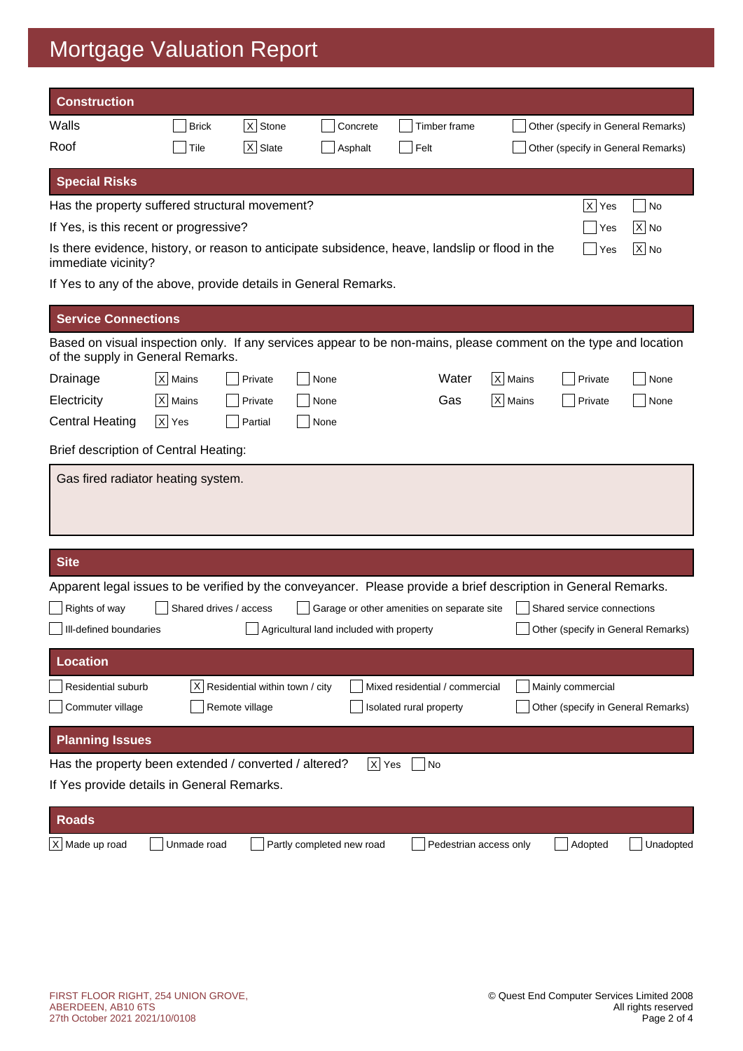# Mortgage Valuation Report

## Construction

| | | | | | |
|---|---|---|---|---|---|
| Walls | [ ] Brick | [X] Stone | [ ] Concrete | [ ] Timber frame | [ ] Other (specify in General Remarks) |
| Roof | [ ] Tile | [X] Slate | [ ] Asphalt | [ ] Felt | [ ] Other (specify in General Remarks) |

## Special Risks

| | | |
|---|---|---|
| Has the property suffered structural movement? | [X] Yes | [ ] No |
| If Yes, is this recent or progressive? | [ ] Yes | [X] No |
| Is there evidence, history, or reason to anticipate subsidence, heave, landslip or flood in the immediate vicinity? | [ ] Yes | [X] No |

If Yes to any of the above, provide details in General Remarks.

## Service Connections

Based on visual inspection only. If any services appear to be non-mains, please comment on the type and location of the supply in General Remarks.

| | | | | | | | |
|---|---|---|---|---|---|---|---|
| Drainage | [X] Mains | [ ] Private | [ ] None | Water | [X] Mains | [ ] Private | [ ] None |
| Electricity | [X] Mains | [ ] Private | [ ] None | Gas | [X] Mains | [ ] Private | [ ] None |
| Central Heating | [X] Yes | [ ] Partial | [ ] None | | | | |

Brief description of Central Heating:

Gas fired radiator heating system.

## Site

Apparent legal issues to be verified by the conveyancer. Please provide a brief description in General Remarks.

- [ ] Rights of way
- [ ] Shared drives / access
- [ ] Garage or other amenities on separate site
- [ ] Shared service connections
- [ ] Ill-defined boundaries
- [ ] Agricultural land included with property
- [ ] Other (specify in General Remarks)

## Location

- [ ] Residential suburb
- [X] Residential within town / city
- [ ] Mixed residential / commercial
- [ ] Mainly commercial
- [ ] Commuter village
- [ ] Remote village
- [ ] Isolated rural property
- [ ] Other (specify in General Remarks)

## Planning Issues

Has the property been extended / converted / altered? [X] Yes [ ] No

If Yes provide details in General Remarks.

## Roads

- [X] Made up road
- [ ] Unmade road
- [ ] Partly completed new road
- [ ] Pedestrian access only
- [ ] Adopted
- [ ] Unadopted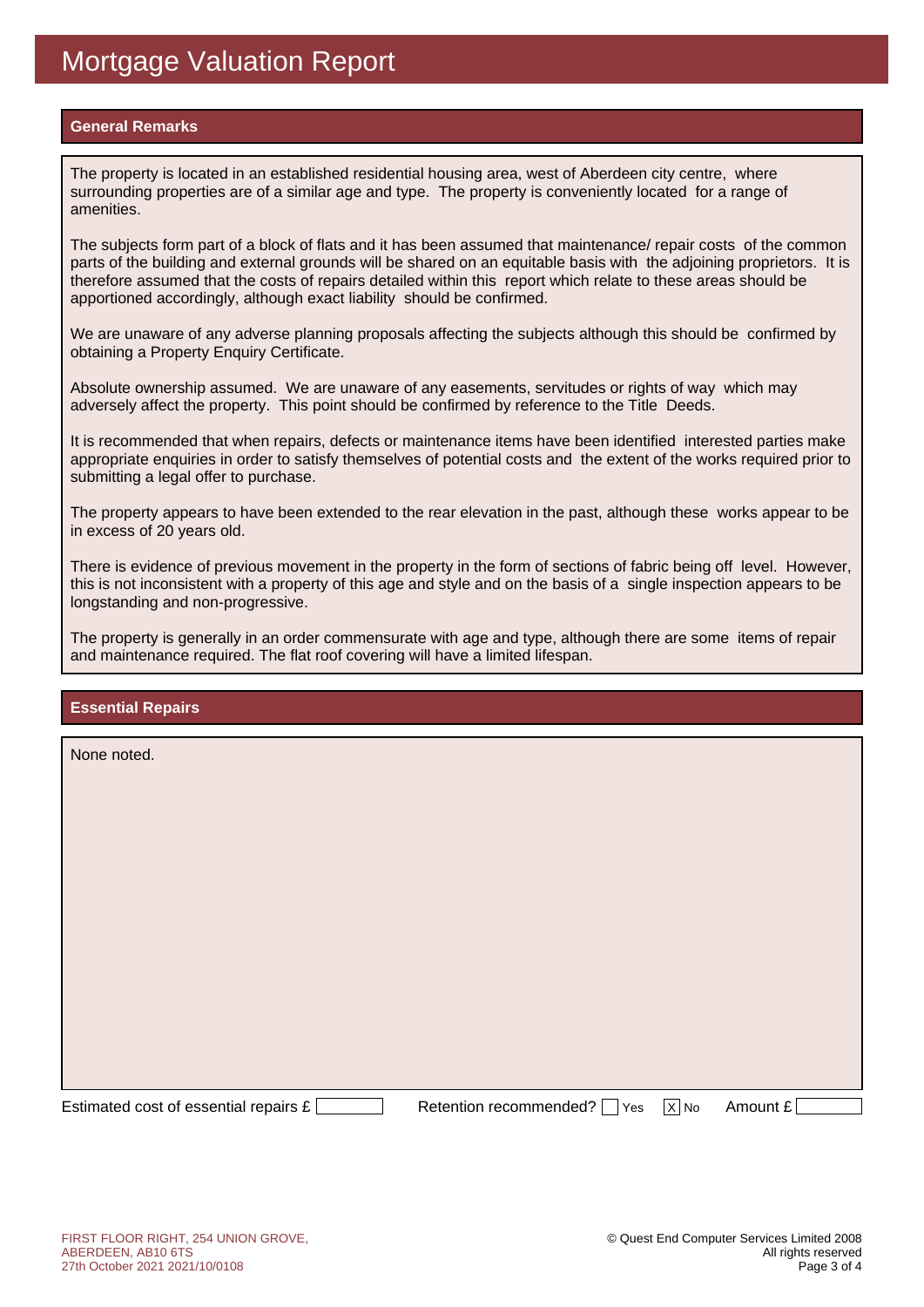# Mortgage Valuation Report

## General Remarks

The property is located in an established residential housing area, west of Aberdeen city centre, where surrounding properties are of a similar age and type. The property is conveniently located for a range of amenities.

The subjects form part of a block of flats and it has been assumed that maintenance/ repair costs of the common parts of the building and external grounds will be shared on an equitable basis with the adjoining proprietors. It is therefore assumed that the costs of repairs detailed within this report which relate to these areas should be apportioned accordingly, although exact liability should be confirmed.

We are unaware of any adverse planning proposals affecting the subjects although this should be confirmed by obtaining a Property Enquiry Certificate.

Absolute ownership assumed. We are unaware of any easements, servitudes or rights of way which may adversely affect the property. This point should be confirmed by reference to the Title Deeds.

It is recommended that when repairs, defects or maintenance items have been identified interested parties make appropriate enquiries in order to satisfy themselves of potential costs and the extent of the works required prior to submitting a legal offer to purchase.

The property appears to have been extended to the rear elevation in the past, although these works appear to be in excess of 20 years old.

There is evidence of previous movement in the property in the form of sections of fabric being off level. However, this is not inconsistent with a property of this age and style and on the basis of a single inspection appears to be longstanding and non-progressive.

The property is generally in an order commensurate with age and type, although there are some items of repair and maintenance required. The flat roof covering will have a limited lifespan.

## Essential Repairs

None noted.

Estimated cost of essential repairs £ [ ]    Retention recommended? [ ] Yes [X] No    Amount £ [ ]

FIRST FLOOR RIGHT, 254 UNION GROVE, ABERDEEN, AB10 6TS
27th October 2021 2021/10/0108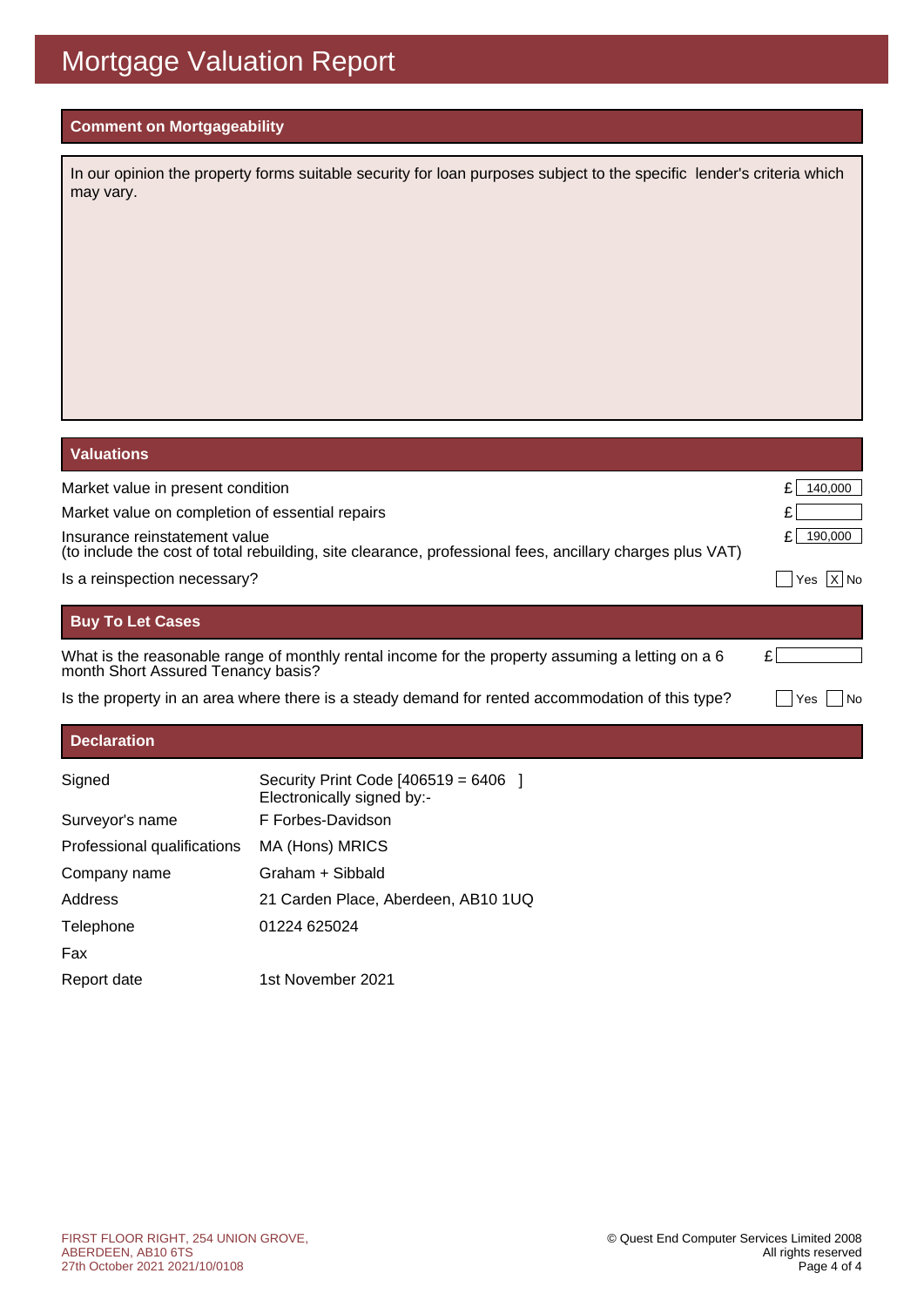# Mortgage Valuation Report

## Comment on Mortgageability

In our opinion the property forms suitable security for loan purposes subject to the specific lender's criteria which may vary.

## Valuations

| | |
|---|---|
| Market value in present condition | £ 140,000 |
| Market value on completion of essential repairs | £ |
| Insurance reinstatement value<br>(to include the cost of total rebuilding, site clearance, professional fees, ancillary charges plus VAT) | £ 190,000 |
| Is a reinspection necessary? | [ ] Yes [X] No |

## Buy To Let Cases

| | |
|---|---|
| What is the reasonable range of monthly rental income for the property assuming a letting on a 6 month Short Assured Tenancy basis? | £ |
| Is the property in an area where there is a steady demand for rented accommodation of this type? | [ ] Yes [ ] No |

## Declaration

| | |
|---|---|
| Signed | Security Print Code [406519 = 6406 ]<br>Electronically signed by:- |
| Surveyor's name | F Forbes-Davidson |
| Professional qualifications | MA (Hons) MRICS |
| Company name | Graham + Sibbald |
| Address | 21 Carden Place, Aberdeen, AB10 1UQ |
| Telephone | 01224 625024 |
| Fax | |
| Report date | 1st November 2021 |